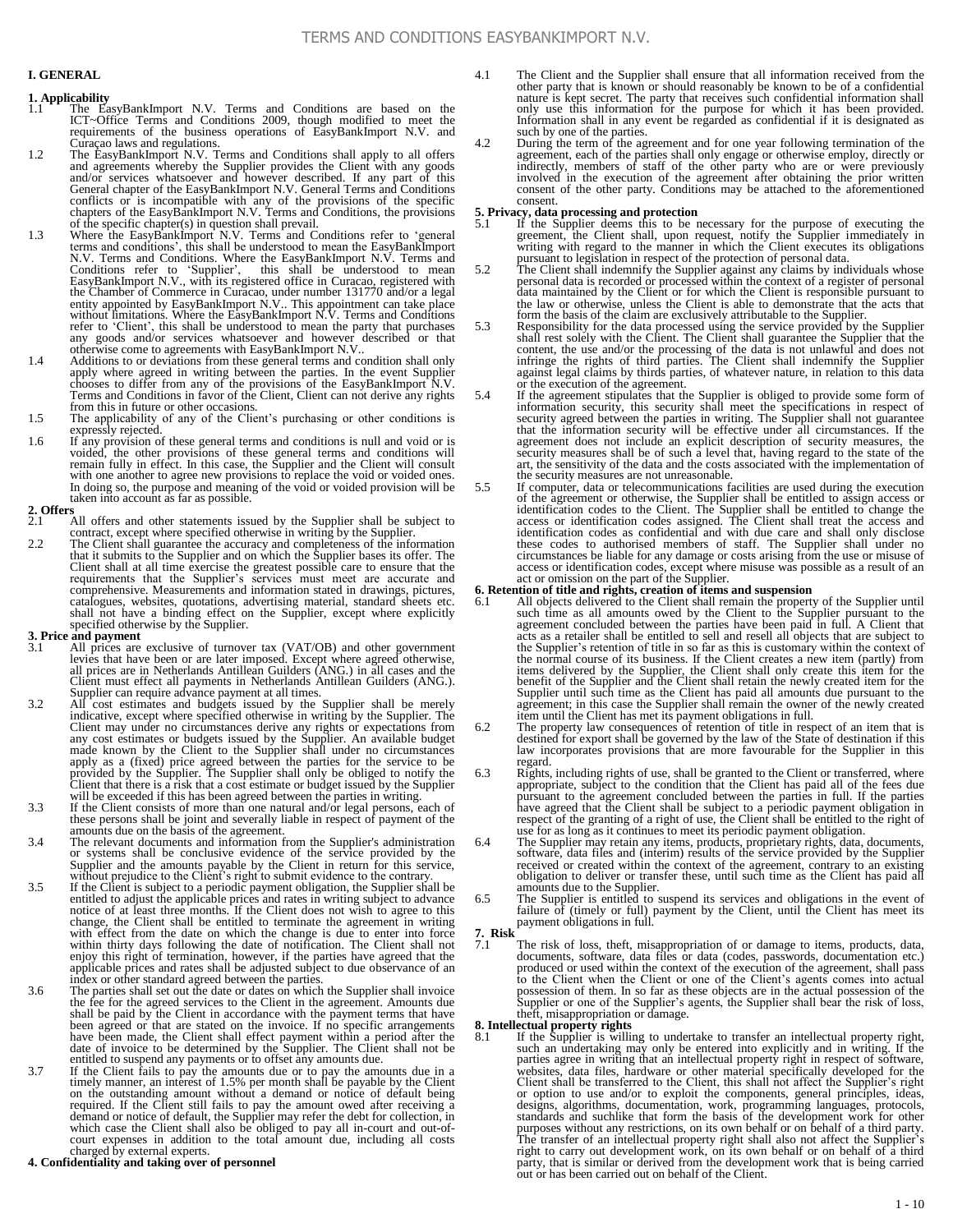# TERMS AND CONDITIONS EASYBANKIMPORT N.V.

## I. GENERAL

### 1. Applicability

1.1 The EasyBankImport N.V. Terms and Conditions are based on the ICT~Office Terms and Conditions 2009, though modified to meet the requirements of the business operations of EasyBankImport N.V. and Curaçao laws and regulations.

1.2 The EasyBankImport N.V. Terms and Conditions shall apply to all offers and agreements whereby the Supplier provides the Client with any goods and/or services whatsoever and however described. If any part of this General chapter of the EasyBankImport N.V. General Terms and Conditions conflicts or is incompatible with any of the provisions of the specific chapters of the EasyBankImport N.V. Terms and Conditions, the provisions of the specific chapter(s) in question shall prevail.

1.3 Where the EasyBankImport N.V. Terms and Conditions refer to 'general terms and conditions', this shall be understood to mean the EasyBankImport N.V. Terms and Conditions. Where the EasyBankImport N.V. Terms and Conditions refer to 'Supplier', this shall be understood to mean EasyBankImport N.V., with its registered office in Curacao, registered with the Chamber of Commerce in Curacao, under number 131770 and/or a legal entity appointed by EasyBankImport N.V.. This appointment can take place without limitations. Where the EasyBankImport N.V. Terms and Conditions refer to 'Client', this shall be understood to mean the party that purchases any goods and/or services whatsoever and however described or that otherwise come to agreements with EasyBankImport N.V..

1.4 Additions to or deviations from these general terms and condition shall only apply where agreed in writing between the parties. In the event Supplier chooses to differ from any of the provisions of the EasyBankImport N.V. Terms and Conditions in favor of the Client, Client can not derive any rights from this in future or other occasions.

1.5 The applicability of any of the Client's purchasing or other conditions is expressly rejected.

1.6 If any provision of these general terms and conditions is null and void or is voided, the other provisions of these general terms and conditions will remain fully in effect. In this case, the Supplier and the Client will consult with one another to agree new provisions to replace the void or voided ones. In doing so, the purpose and meaning of the void or voided provision will be taken into account as far as possible.

### 2. Offers

2.1 All offers and other statements issued by the Supplier shall be subject to contract, except where specified otherwise in writing by the Supplier.

2.2 The Client shall guarantee the accuracy and completeness of the information that it submits to the Supplier and on which the Supplier bases its offer. The Client shall at all time exercise the greatest possible care to ensure that the requirements that the Supplier's services must meet are accurate and comprehensive. Measurements and information stated in drawings, pictures, catalogues, websites, quotations, advertising material, standard sheets etc. shall not have a binding effect on the Supplier, except where explicitly specified otherwise by the Supplier.

### 3. Price and payment

3.1 All prices are exclusive of turnover tax (VAT/OB) and other government levies that have been or are later imposed. Except where agreed otherwise, all prices are in Netherlands Antillean Guilders (ANG.) in all cases and the Client must effect all payments in Netherlands Antillean Guilders (ANG.). Supplier can require advance payment at all times.

3.2 All cost estimates and budgets issued by the Supplier shall be merely indicative, except where specified otherwise in writing by the Supplier. The Client may under no circumstances derive any rights or expectations from any cost estimates or budgets issued by the Supplier. An available budget made known by the Client to the Supplier shall under no circumstances apply as a (fixed) price agreed between the parties for the service to be provided by the Supplier. The Supplier shall only be obliged to notify the Client that there is a risk that a cost estimate or budget issued by the Supplier will be exceeded if this has been agreed between the parties in writing.

3.3 If the Client consists of more than one natural and/or legal persons, each of these persons shall be joint and severally liable in respect of payment of the amounts due on the basis of the agreement.

3.4 The relevant documents and information from the Supplier's administration or systems shall be conclusive evidence of the service provided by the Supplier and the amounts payable by the Client in return for this service, without prejudice to the Client's right to submit evidence to the contrary.

3.5 If the Client is subject to a periodic payment obligation, the Supplier shall be entitled to adjust the applicable prices and rates in writing subject to advance notice of at least three months. If the Client does not wish to agree to this change, the Client shall be entitled to terminate the agreement in writing with effect from the date on which the change is due to enter into force within thirty days following the date of notification. The Client shall not enjoy this right of termination, however, if the parties have agreed that the applicable prices and rates shall be adjusted subject to due observance of an index or other standard agreed between the parties.

3.6 The parties shall set out the date or dates on which the Supplier shall invoice the fee for the agreed services to the Client in the agreement. Amounts due shall be paid by the Client in accordance with the payment terms that have been agreed or that are stated on the invoice. If no specific arrangements have been made, the Client shall effect payment within a period after the date of invoice to be determined by the Supplier. The Client shall not be entitled to suspend any payments or to offset any amounts due.

3.7 If the Client fails to pay the amounts due or to pay the amounts due in a timely manner, an interest of 1.5% per month shall be payable by the Client on the outstanding amount without a demand or notice of default being required. If the Client still fails to pay the amount owed after receiving a demand or notice of default, the Supplier may refer the debt for collection, in which case the Client shall also be obliged to pay all in-court and out-of-court expenses in addition to the total amount due, including all costs charged by external experts.

### 4. Confidentiality and taking over of personnel

4.1 The Client and the Supplier shall ensure that all information received from the other party that is known or should reasonably be known to be of a confidential nature is kept secret. The party that receives such confidential information shall only use this information for the purpose for which it has been provided. Information shall in any event be regarded as confidential if it is designated as such by one of the parties.

4.2 During the term of the agreement and for one year following termination of the agreement, each of the parties shall only engage or otherwise employ, directly or indirectly, members of staff of the other party who are or were previously involved in the execution of the agreement after obtaining the prior written consent of the other party. Conditions may be attached to the aforementioned consent.

### 5. Privacy, data processing and protection

5.1 If the Supplier deems this to be necessary for the purpose of executing the greement, the Client shall, upon request, notify the Supplier immediately in writing with regard to the manner in which the Client executes its obligations pursuant to legislation in respect of the protection of personal data.

5.2 The Client shall indemnify the Supplier against any claims by individuals whose personal data is recorded or processed within the context of a register of personal data maintained by the Client or for which the Client is responsible pursuant to the law or otherwise, unless the Client is able to demonstrate that the acts that form the basis of the claim are exclusively attributable to the Supplier.

5.3 Responsibility for the data processed using the service provided by the Supplier shall rest solely with the Client. The Client shall guarantee the Supplier that the content, the use and/or the processing of the data is not unlawful and does not infringe the rights of third parties. The Client shall indemnify the Supplier against legal claims by thirds parties, of whatever nature, in relation to this data or the execution of the agreement.

5.4 If the agreement stipulates that the Supplier is obliged to provide some form of information security, this security shall meet the specifications in respect of security agreed between the parties in writing. The Supplier shall not guarantee that the information security will be effective under all circumstances. If the agreement does not include an explicit description of security measures, the security measures shall be of such a level that, having regard to the state of the art, the sensitivity of the data and the costs associated with the implementation of the security measures are not unreasonable.

5.5 If computer, data or telecommunications facilities are used during the execution of the agreement or otherwise, the Supplier shall be entitled to assign access or identification codes to the Client. The Supplier shall be entitled to change the access or identification codes assigned. The Client shall treat the access and identification codes as confidential and with due care and shall only disclose these codes to authorised members of staff. The Supplier shall under no circumstances be liable for any damage or costs arising from the use or misuse of access or identification codes, except where misuse was possible as a result of an act or omission on the part of the Supplier.

### 6. Retention of title and rights, creation of items and suspension

6.1 All objects delivered to the Client shall remain the property of the Supplier until such time as all amounts owed by the Client to the Supplier pursuant to the agreement concluded between the parties have been paid in full. A Client that acts as a retailer shall be entitled to sell and resell all objects that are subject to the Supplier's retention of title in so far as this is customary within the context of the normal course of its business. If the Client creates a new item (partly) from items delivered by the Supplier, the Client shall only create this item for the benefit of the Supplier and the Client shall retain the newly created item for the Supplier until such time as the Client has paid all amounts due pursuant to the agreement; in this case the Supplier shall remain the owner of the newly created item until the Client has met its payment obligations in full.

6.2 The property law consequences of retention of title in respect of an item that is destined for export shall be governed by the law of the State of destination if this law incorporates provisions that are more favourable for the Supplier in this regard.

6.3 Rights, including rights of use, shall be granted to the Client or transferred, where appropriate, subject to the condition that the Client has paid all of the fees due pursuant to the agreement concluded between the parties in full. If the parties have agreed that the Client shall be subject to a periodic payment obligation in respect of the granting of a right of use, the Client shall be entitled to the right of use for as long as it continues to meet its periodic payment obligation.

6.4 The Supplier may retain any items, products, proprietary rights, data, documents, software, data files and (interim) results of the service provided by the Supplier received or created within the context of the agreement, contrary to an existing obligation to deliver or transfer these, until such time as the Client has paid all amounts due to the Supplier.

6.5 The Supplier is entitled to suspend its services and obligations in the event of failure of (timely or full) payment by the Client, until the Client has met its payment obligations in full.

### 7. Risk

7.1 The risk of loss, theft, misappropriation of or damage to items, products, data, documents, software, data files or data (codes, passwords, documentation etc.) produced or used within the context of the execution of the agreement, shall pass to the Client when the Client or one of the Client's agents comes into actual possession of them. In so far as these objects are in the actual possession of the Supplier or one of the Supplier's agents, the Supplier shall bear the risk of loss, theft, misappropriation or damage.

### 8. Intellectual property rights

8.1 If the Supplier is willing to undertake to transfer an intellectual property right, such an undertaking may only be entered into explicitly and in writing. If the parties agree in writing that an intellectual property right in respect of software, websites, data files, hardware or other material specifically developed for the Client shall be transferred to the Client, this shall not affect the Supplier's right or option to use and/or to exploit the components, general principles, ideas, designs, algorithms, documentation, work, programming languages, protocols, standards and suchlike that form the basis of the development work for other purposes without any restrictions, on its own behalf or on behalf of a third party. The transfer of an intellectual property right shall also not affect the Supplier's right to carry out development work, on its own behalf or on behalf of a third party, that is similar or derived from the development work that is being carried out or has been carried out on behalf of the Client.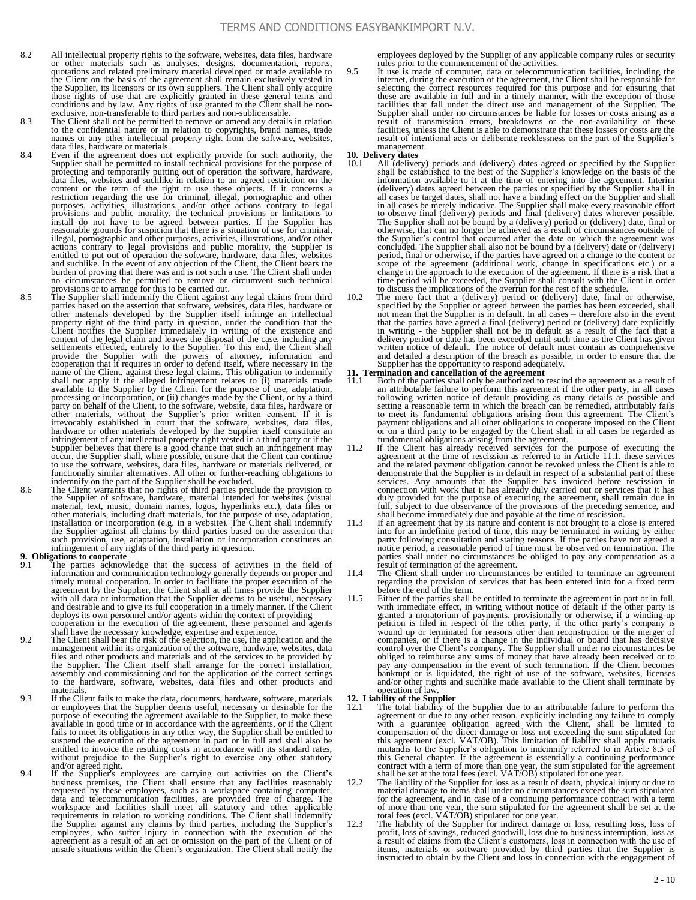8.2 All intellectual property rights to the software, websites, data files, hardware or other materials such as analyses, designs, documentation, reports, quotations and related preliminary material developed or made available to the Client on the basis of the agreement shall remain exclusively vested in the Supplier, its licensors or its own suppliers. The Client shall only acquire those rights of use that are explicitly granted in these general terms and conditions and by law. Any rights of use granted to the Client shall be non-exclusive, non-transferable to third parties and non-sublicensable.

8.3 The Client shall not be permitted to remove or amend any details in relation to the confidential nature or in relation to copyrights, brand names, trade names or any other intellectual property right from the software, websites, data files, hardware or materials.

8.4 Even if the agreement does not explicitly provide for such authority, the Supplier shall be permitted to install technical provisions for the purpose of protecting and temporarily putting out of operation the software, hardware, data files, websites and suchlike in relation to an agreed restriction on the content or the term of the right to use these objects. If it concerns a restriction regarding the use for criminal, illegal, pornographic and other purposes, activities, illustrations, and/or other actions contrary to legal provisions and public morality, the technical provisions or limitations to install do not have to be agreed between parties. If the Supplier has reasonable grounds for suspicion that there is a situation of use for criminal, illegal, pornographic and other purposes, activities, illustrations, and/or other actions contrary to legal provisions and public morality, the Supplier is entitled to put out of operation the software, hardware, data files, websites and suchlike. In the event of any objection of the Client, the Client bears the burden of proving that there was and is not such a use. The Client shall under no circumstances be permitted to remove or circumvent such technical provisions or to arrange for this to be carried out.

8.5 The Supplier shall indemnify the Client against any legal claims from third parties based on the assertion that software, websites, data files, hardware or other materials developed by the Supplier itself infringe an intellectual property right of the third party in question, under the condition that the Client notifies the Supplier immediately in writing of the existence and content of the legal claim and leaves the disposal of the case, including any settlements effected, entirely to the Supplier. To this end, the Client shall provide the Supplier with the powers of attorney, information and cooperation that it requires in order to defend itself, where necessary in the name of the Client, against these legal claims. This obligation to indemnify shall not apply if the alleged infringement relates to (i) materials made available to the Supplier by the Client for the purpose of use, adaptation, processing or incorporation, or (ii) changes made by the Client, or by a third party on behalf of the Client, to the software, website, data files, hardware or other materials, without the Supplier's prior written consent. If it is irrevocably established in court that the software, websites, data files, hardware or other materials developed by the Supplier itself constitute an infringement of any intellectual property right vested in a third party or if the Supplier believes that there is a good chance that such an infringement may occur, the Supplier shall, where possible, ensure that the Client can continue to use the software, websites, data files, hardware or materials delivered, or functionally similar alternatives. All other or further-reaching obligations to indemnify on the part of the Supplier shall be excluded.

8.6 The Client warrants that no rights of third parties preclude the provision to the Supplier of software, hardware, material intended for websites (visual material, text, music, domain names, logos, hyperlinks etc.), data files or other materials, including draft materials, for the purpose of use, adaptation, installation or incorporation (e.g. in a website). The Client shall indemnify the Supplier against all claims by third parties based on the assertion that such provision, use, adaptation, installation or incorporation constitutes an infringement of any rights of the third party in question.

**9. Obligations to cooperate**

9.1 The parties acknowledge that the success of activities in the field of information and communication technology generally depends on proper and timely mutual cooperation. In order to facilitate the proper execution of the agreement by the Supplier, the Client shall at all times provide the Supplier with all data or information that the Supplier deems to be useful, necessary and desirable and to give its full cooperation in a timely manner. If the Client deploys its own personnel and/or agents within the context of providing cooperation in the execution of the agreement, these personnel and agents shall have the necessary knowledge, expertise and experience.

9.2 The Client shall bear the risk of the selection, the use, the application and the management within its organization of the software, hardware, websites, data files and other products and materials and of the services to be provided by the Supplier. The Client itself shall arrange for the correct installation, assembly and commissioning and for the application of the correct settings to the hardware, software, websites, data files and other products and materials.

9.3 If the Client fails to make the data, documents, hardware, software, materials or employees that the Supplier deems useful, necessary or desirable for the purpose of executing the agreement available to the Supplier, to make these available in good time or in accordance with the agreements, or if the Client fails to meet its obligations in any other way, the Supplier shall be entitled to suspend the execution of the agreement in part or in full and shall also be entitled to invoice the resulting costs in accordance with its standard rates, without prejudice to the Supplier's right to exercise any other statutory and/or agreed right.

9.4 If the Supplier's employees are carrying out activities on the Client's business premises, the Client shall ensure that any facilities reasonably requested by these employees, such as a workspace containing computer, data and telecommunication facilities, are provided free of charge. The workspace and facilities shall meet all statutory and other applicable requirements in relation to working conditions. The Client shall indemnify the Supplier against any claims by third parties, including the Supplier's employees, who suffer injury in connection with the execution of the agreement as a result of an act or omission on the part of the Client or of unsafe situations within the Client's organization. The Client shall notify the employees deployed by the Supplier of any applicable company rules or security rules prior to the commencement of the activities.

9.5 If use is made of computer, data or telecommunication facilities, including the internet, during the execution of the agreement, the Client shall be responsible for selecting the correct resources required for this purpose and for ensuring that these are available in full and in a timely manner, with the exception of those facilities that fall under the direct use and management of the Supplier. The Supplier shall under no circumstances be liable for losses or costs arising as a result of transmission errors, breakdowns or the non-availability of these facilities, unless the Client is able to demonstrate that these losses or costs are the result of intentional acts or deliberate recklessness on the part of the Supplier's management.

**10. Delivery dates**

10.1 All (delivery) periods and (delivery) dates agreed or specified by the Supplier shall be established to the best of the Supplier's knowledge on the basis of the information available to it at the time of entering into the agreement. Interim (delivery) dates agreed between the parties or specified by the Supplier shall in all cases be target dates, shall not have a binding effect on the Supplier and shall in all cases be merely indicative. The Supplier shall make every reasonable effort to observe final (delivery) periods and final (delivery) dates wherever possible. The Supplier shall not be bound by a (delivery) period or (delivery) date, final or otherwise, that can no longer be achieved as a result of circumstances outside of the Supplier's control that occurred after the date on which the agreement was concluded. The Supplier shall also not be bound by a (delivery) date or (delivery) period, final or otherwise, if the parties have agreed on a change to the content or scope of the agreement (additional work, change in specifications etc.) or a change in the approach to the execution of the agreement. If there is a risk that a time period will be exceeded, the Supplier shall consult with the Client in order to discuss the implications of the overrun for the rest of the schedule.

10.2 The mere fact that a (delivery) period or (delivery) date, final or otherwise, specified by the Supplier or agreed between the parties has been exceeded, shall not mean that the Supplier is in default. In all cases – therefore also in the event that the parties have agreed a final (delivery) period or (delivery) date explicitly in writing - the Supplier shall not be in default as a result of the fact that a delivery period or date has been exceeded until such time as the Client has given written notice of default. The notice of default must contain as comprehensive and detailed a description of the breach as possible, in order to ensure that the Supplier has the opportunity to respond adequately.

**11. Termination and cancellation of the agreement**

11.1 Both of the parties shall only be authorized to rescind the agreement as a result of an attributable failure to perform this agreement if the other party, in all cases following written notice of default providing as many details as possible and setting a reasonable term in which the breach can be remedied, attributably fails to meet its fundamental obligations arising from this agreement. The Client's payment obligations and all other obligations to cooperate imposed on the Client or on a third party to be engaged by the Client shall in all cases be regarded as fundamental obligations arising from the agreement.

11.2 If the Client has already received services for the purpose of executing the agreement at the time of rescission as referred to in Article 11.1, these services and the related payment obligation cannot be revoked unless the Client is able to demonstrate that the Supplier is in default in respect of a substantial part of these services. Any amounts that the Supplier has invoiced before rescission in connection with work that it has already duly carried out or services that it has duly provided for the purpose of executing the agreement, shall remain due in full, subject to due observance of the provisions of the preceding sentence, and shall become immediately due and payable at the time of rescission.

11.3 If an agreement that by its nature and content is not brought to a close is entered into for an indefinite period of time, this may be terminated in writing by either party following consultation and stating reasons. If the parties have not agreed a notice period, a reasonable period of time must be observed on termination. The parties shall under no circumstances be obliged to pay any compensation as a result of termination of the agreement.

11.4 The Client shall under no circumstances be entitled to terminate an agreement regarding the provision of services that has been entered into for a fixed term before the end of the term.

11.5 Either of the parties shall be entitled to terminate the agreement in part or in full, with immediate effect, in writing without notice of default if the other party is granted a moratorium of payments, provisionally or otherwise, if a winding-up petition is filed in respect of the other party, if the other party's company is wound up or terminated for reasons other than reconstruction or the merger of companies, or if there is a change in the individual or board that has decisive control over the Client's company. The Supplier shall under no circumstances be obliged to reimburse any sums of money that have already been received or to pay any compensation in the event of such termination. If the Client becomes bankrupt or is liquidated, the right of use of the software, websites, licenses and/or other rights and suchlike made available to the Client shall terminate by operation of law.

**12. Liability of the Supplier**

12.1 The total liability of the Supplier due to an attributable failure to perform this agreement or due to any other reason, explicitly including any failure to comply with a guarantee obligation agreed with the Client, shall be limited to compensation of the direct damage or loss not exceeding the sum stipulated for this agreement (excl. VAT/OB). This limitation of liability shall apply mutatis mutandis to the Supplier's obligation to indemnify referred to in Article 8.5 of this General chapter. If the agreement is essentially a continuing performance contract with a term of more than one year, the sum stipulated for the agreement shall be set at the total fees (excl. VAT/OB) stipulated for one year.

12.2 The liability of the Supplier for loss as a result of death, physical injury or due to material damage to items shall under no circumstances exceed the sum stipulated for the agreement, and in case of a continuing performance contract with a term of more than one year, the sum stipulated for the agreement shall be set at the total fees (excl. VAT/OB) stipulated for one year.

12.3 The liability of the Supplier for indirect damage or loss, resulting loss, loss of profit, loss of savings, reduced goodwill, loss due to business interruption, loss as a result of claims from the Client's customers, loss in connection with the use of items, materials or software provided by third parties that the Supplier is instructed to obtain by the Client and loss in connection with the engagement of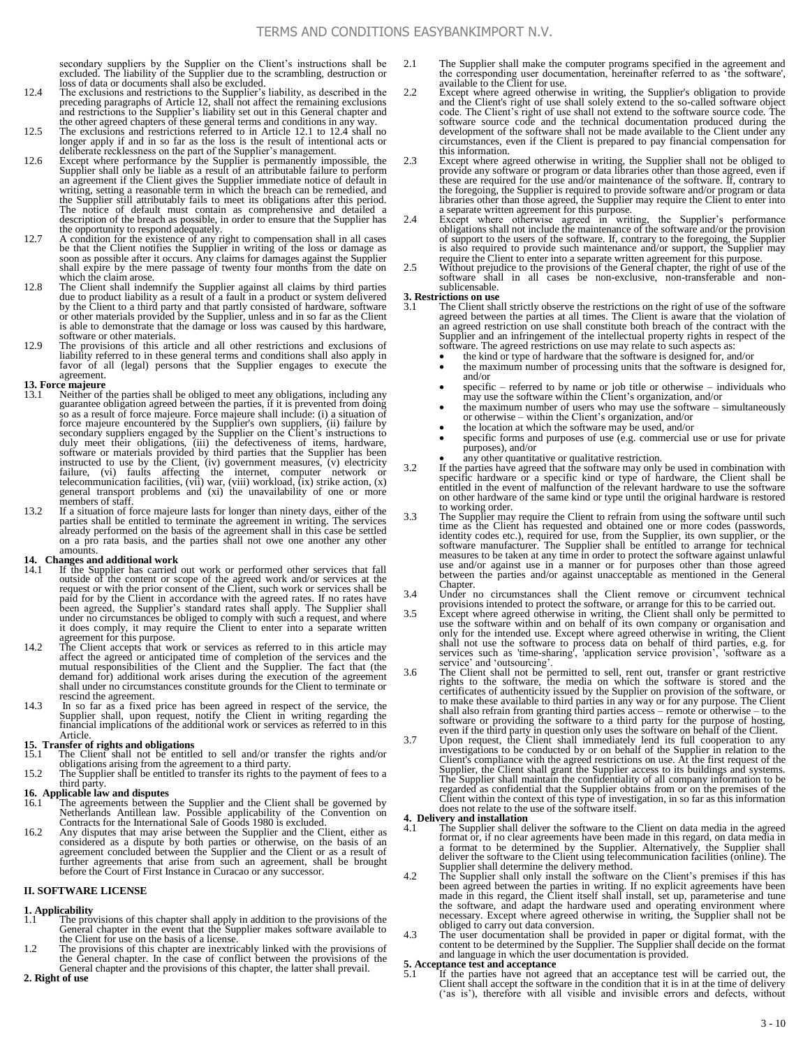secondary suppliers by the Supplier on the Client's instructions shall be excluded. The liability of the Supplier due to the scrambling, destruction or loss of data or documents shall also be excluded.

12.4 The exclusions and restrictions to the Supplier's liability, as described in the preceding paragraphs of Article 12, shall not affect the remaining exclusions and restrictions to the Supplier's liability set out in this General chapter and the other agreed chapters of these general terms and conditions in any way.

12.5 The exclusions and restrictions referred to in Article 12.1 to 12.4 shall no longer apply if and in so far as the loss is the result of intentional acts or deliberate recklessness on the part of the Supplier's management.

12.6 Except where performance by the Supplier is permanently impossible, the Supplier shall only be liable as a result of an attributable failure to perform an agreement if the Client gives the Supplier immediate notice of default in writing, setting a reasonable term in which the breach can be remedied, and the Supplier still attributably fails to meet its obligations after this period. The notice of default must contain as comprehensive and detailed a description of the breach as possible, in order to ensure that the Supplier has the opportunity to respond adequately.

12.7 A condition for the existence of any right to compensation shall in all cases be that the Client notifies the Supplier in writing of the loss or damage as soon as possible after it occurs. Any claims for damages against the Supplier shall expire by the mere passage of twenty four months from the date on which the claim arose.

12.8 The Client shall indemnify the Supplier against all claims by third parties due to product liability as a result of a fault in a product or system delivered by the Client to a third party and that partly consisted of hardware, software or other materials provided by the Supplier, unless and in so far as the Client is able to demonstrate that the damage or loss was caused by this hardware, software or other materials.

12.9 The provisions of this article and all other restrictions and exclusions of liability referred to in these general terms and conditions shall also apply in favor of all (legal) persons that the Supplier engages to execute the agreement.

**13. Force majeure**

13.1 Neither of the parties shall be obliged to meet any obligations, including any guarantee obligation agreed between the parties, if it is prevented from doing so as a result of force majeure. Force majeure shall include: (i) a situation of force majeure encountered by the Supplier's own suppliers, (ii) failure by secondary suppliers engaged by the Supplier on the Client's instructions to duly meet their obligations, (iii) the defectiveness of items, hardware, software or materials provided by third parties that the Supplier has been instructed to use by the Client, (iv) government measures, (v) electricity failure, (vi) faults affecting the internet, computer network or telecommunication facilities, (vii) war, (viii) workload, (ix) strike action, (x) general transport problems and (xi) the unavailability of one or more members of staff.

13.2 If a situation of force majeure lasts for longer than ninety days, either of the parties shall be entitled to terminate the agreement in writing. The services already performed on the basis of the agreement shall in this case be settled on a pro rata basis, and the parties shall not owe one another any other amounts.

**14. Changes and additional work**

14.1 If the Supplier has carried out work or performed other services that fall outside of the content or scope of the agreed work and/or services at the request or with the prior consent of the Client, such work or services shall be paid for by the Client in accordance with the agreed rates. If no rates have been agreed, the Supplier's standard rates shall apply. The Supplier shall under no circumstances be obliged to comply with such a request, and where it does comply, it may require the Client to enter into a separate written agreement for this purpose.

14.2 The Client accepts that work or services as referred to in this article may affect the agreed or anticipated time of completion of the services and the mutual responsibilities of the Client and the Supplier. The fact that (the demand for) additional work arises during the execution of the agreement shall under no circumstances constitute grounds for the Client to terminate or rescind the agreement.

14.3 In so far as a fixed price has been agreed in respect of the service, the Supplier shall, upon request, notify the Client in writing regarding the financial implications of the additional work or services as referred to in this Article.

**15. Transfer of rights and obligations**

15.1 The Client shall not be entitled to sell and/or transfer the rights and/or obligations arising from the agreement to a third party.

15.2 The Supplier shall be entitled to transfer its rights to the payment of fees to a third party.

**16. Applicable law and disputes**

16.1 The agreements between the Supplier and the Client shall be governed by Netherlands Antillean law. Possible applicability of the Convention on Contracts for the International Sale of Goods 1980 is excluded.

16.2 Any disputes that may arise between the Supplier and the Client, either as considered as a dispute by both parties or otherwise, on the basis of an agreement concluded between the Supplier and the Client or as a result of further agreements that arise from such an agreement, shall be brought before the Court of First Instance in Curacao or any successor.

## II. SOFTWARE LICENSE

**1. Applicability**

1.1 The provisions of this chapter shall apply in addition to the provisions of the General chapter in the event that the Supplier makes software available to the Client for use on the basis of a license.

1.2 The provisions of this chapter are inextricably linked with the provisions of the General chapter. In the case of conflict between the provisions of the General chapter and the provisions of this chapter, the latter shall prevail.

**2. Right of use**

2.1 The Supplier shall make the computer programs specified in the agreement and the corresponding user documentation, hereinafter referred to as 'the software', available to the Client for use.

2.2 Except where agreed otherwise in writing, the Supplier's obligation to provide and the Client's right of use shall solely extend to the so-called software object code. The Client's right of use shall not extend to the software source code. The software source code and the technical documentation produced during the development of the software shall not be made available to the Client under any circumstances, even if the Client is prepared to pay financial compensation for this information.

2.3 Except where agreed otherwise in writing, the Supplier shall not be obliged to provide any software or program or data libraries other than those agreed, even if these are required for the use and/or maintenance of the software. If, contrary to the foregoing, the Supplier is required to provide software and/or program or data libraries other than those agreed, the Supplier may require the Client to enter into a separate written agreement for this purpose.

2.4 Except where otherwise agreed in writing, the Supplier's performance obligations shall not include the maintenance of the software and/or the provision of support to the users of the software. If, contrary to the foregoing, the Supplier is also required to provide such maintenance and/or support, the Supplier may require the Client to enter into a separate written agreement for this purpose.

2.5 Without prejudice to the provisions of the General chapter, the right of use of the software shall in all cases be non-exclusive, non-transferable and non-sublicensable.

**3. Restrictions on use**

3.1 The Client shall strictly observe the restrictions on the right of use of the software agreed between the parties at all times. The Client is aware that the violation of an agreed restriction on use shall constitute both breach of the contract with the Supplier and an infringement of the intellectual property rights in respect of the software. The agreed restrictions on use may relate to such aspects as:

- the kind or type of hardware that the software is designed for, and/or
- the maximum number of processing units that the software is designed for, and/or
- specific – referred to by name or job title or otherwise – individuals who may use the software within the Client's organization, and/or
- the maximum number of users who may use the software – simultaneously or otherwise – within the Client's organization, and/or
- the location at which the software may be used, and/or
- specific forms and purposes of use (e.g. commercial use or use for private purposes), and/or
- any other quantitative or qualitative restriction.

3.2 If the parties have agreed that the software may only be used in combination with specific hardware or a specific kind or type of hardware, the Client shall be entitled in the event of malfunction of the relevant hardware to use the software on other hardware of the same kind or type until the original hardware is restored to working order.

3.3 The Supplier may require the Client to refrain from using the software until such time as the Client has requested and obtained one or more codes (passwords, identity codes etc.), required for use, from the Supplier, its own supplier, or the software manufacturer. The Supplier shall be entitled to arrange for technical measures to be taken at any time in order to protect the software against unlawful use and/or against use in a manner or for purposes other than those agreed between the parties and/or against unacceptable as mentioned in the General Chapter.

3.4 Under no circumstances shall the Client remove or circumvent technical provisions intended to protect the software, or arrange for this to be carried out.

3.5 Except where agreed otherwise in writing, the Client shall only be permitted to use the software within and on behalf of its own company or organisation and only for the intended use. Except where agreed otherwise in writing, the Client shall not use the software to process data on behalf of third parties, e.g. for services such as 'time-sharing', 'application service provision', 'software as a service' and 'outsourcing'.

3.6 The Client shall not be permitted to sell, rent out, transfer or grant restrictive rights to the software, the media on which the software is stored and the certificates of authenticity issued by the Supplier on provision of the software, or to make these available to third parties in any way or for any purpose. The Client shall also refrain from granting third parties access – remote or otherwise – to the software or providing the software to a third party for the purpose of hosting, even if the third party in question only uses the software on behalf of the Client.

3.7 Upon request, the Client shall immediately lend its full cooperation to any investigations to be conducted by or on behalf of the Supplier in relation to the Client's compliance with the agreed restrictions on use. At the first request of the Supplier, the Client shall grant the Supplier access to its buildings and systems. The Supplier shall maintain the confidentiality of all company information to be regarded as confidential that the Supplier obtains from or on the premises of the Client within the context of this type of investigation, in so far as this information does not relate to the use of the software itself.

**4. Delivery and installation**

4.1 The Supplier shall deliver the software to the Client on data media in the agreed format or, if no clear agreements have been made in this regard, on data media in a format to be determined by the Supplier. Alternatively, the Supplier shall deliver the software to the Client using telecommunication facilities (online). The Supplier shall determine the delivery method.

4.2 The Supplier shall only install the software on the Client's premises if this has been agreed between the parties in writing. If no explicit agreements have been made in this regard, the Client itself shall install, set up, parameterise and tune the software, and adapt the hardware used and operating environment where necessary. Except where agreed otherwise in writing, the Supplier shall not be obliged to carry out data conversion.

4.3 The user documentation shall be provided in paper or digital format, with the content to be determined by the Supplier. The Supplier shall decide on the format and language in which the user documentation is provided.

**5. Acceptance test and acceptance**

5.1 If the parties have not agreed that an acceptance test will be carried out, the Client shall accept the software in the condition that it is in at the time of delivery ('as is'), therefore with all visible and invisible errors and defects, without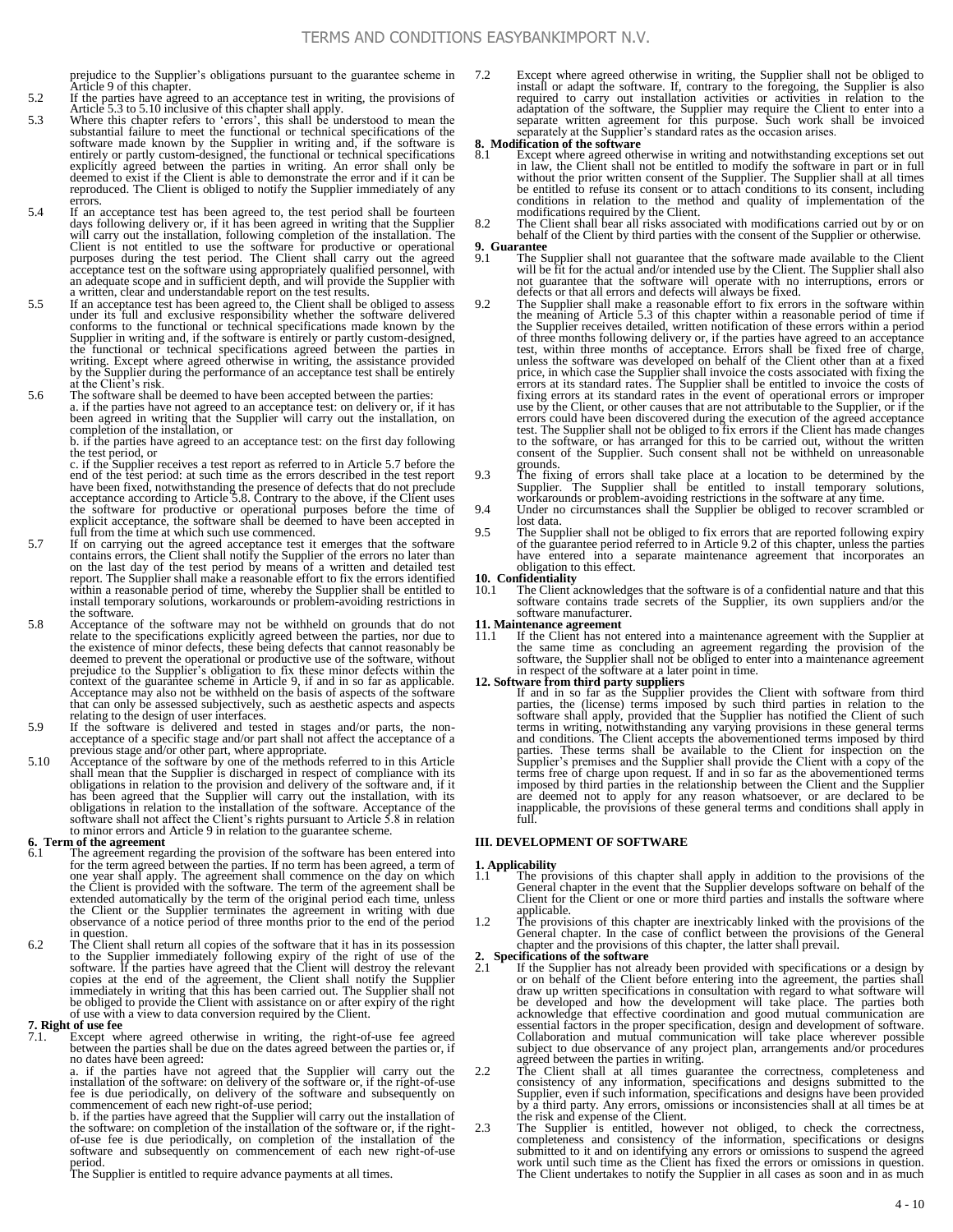prejudice to the Supplier's obligations pursuant to the guarantee scheme in Article 9 of this chapter.

5.2 If the parties have agreed to an acceptance test in writing, the provisions of Article 5.3 to 5.10 inclusive of this chapter shall apply.

5.3 Where this chapter refers to 'errors', this shall be understood to mean the substantial failure to meet the functional or technical specifications of the software made known by the Supplier in writing and, if the software is entirely or partly custom-designed, the functional or technical specifications explicitly agreed between the parties in writing. An error shall only be deemed to exist if the Client is able to demonstrate the error and if it can be reproduced. The Client is obliged to notify the Supplier immediately of any errors.

5.4 If an acceptance test has been agreed to, the test period shall be fourteen days following delivery or, if it has been agreed in writing that the Supplier will carry out the installation, following completion of the installation. The Client is not entitled to use the software for productive or operational purposes during the test period. The Client shall carry out the agreed acceptance test on the software using appropriately qualified personnel, with an adequate scope and in sufficient depth, and will provide the Supplier with a written, clear and understandable report on the test results.

5.5 If an acceptance test has been agreed to, the Client shall be obliged to assess under its full and exclusive responsibility whether the software delivered conforms to the functional or technical specifications made known by the Supplier in writing and, if the software is entirely or partly custom-designed, the functional or technical specifications agreed between the parties in writing. Except where agreed otherwise in writing, the assistance provided by the Supplier during the performance of an acceptance test shall be entirely at the Client's risk.

5.6 The software shall be deemed to have been accepted between the parties:
a. if the parties have not agreed to an acceptance test: on delivery or, if it has been agreed in writing that the Supplier will carry out the installation, on completion of the installation, or
b. if the parties have agreed to an acceptance test: on the first day following the test period, or
c. if the Supplier receives a test report as referred to in Article 5.7 before the end of the test period: at such time as the errors described in the test report have been fixed, notwithstanding the presence of defects that do not preclude acceptance according to Article 5.8. Contrary to the above, if the Client uses the software for productive or operational purposes before the time of explicit acceptance, the software shall be deemed to have been accepted in full from the time at which such use commenced.

5.7 If on carrying out the agreed acceptance test it emerges that the software contains errors, the Client shall notify the Supplier of the errors no later than on the last day of the test period by means of a written and detailed test report. The Supplier shall make a reasonable effort to fix the errors identified within a reasonable period of time, whereby the Supplier shall be entitled to install temporary solutions, workarounds or problem-avoiding restrictions in the software.

5.8 Acceptance of the software may not be withheld on grounds that do not relate to the specifications explicitly agreed between the parties, nor due to the existence of minor defects, these being defects that cannot reasonably be deemed to prevent the operational or productive use of the software, without prejudice to the Supplier's obligation to fix these minor defects within the context of the guarantee scheme in Article 9, if and in so far as applicable. Acceptance may also not be withheld on the basis of aspects of the software that can only be assessed subjectively, such as aesthetic aspects and aspects relating to the design of user interfaces.

5.9 If the software is delivered and tested in stages and/or parts, the non-acceptance of a specific stage and/or part shall not affect the acceptance of a previous stage and/or other part, where appropriate.

5.10 Acceptance of the software by one of the methods referred to in this Article shall mean that the Supplier is discharged in respect of compliance with its obligations in relation to the provision and delivery of the software and, if it has been agreed that the Supplier will carry out the installation, with its obligations in relation to the installation of the software. Acceptance of the software shall not affect the Client's rights pursuant to Article 5.8 in relation to minor errors and Article 9 in relation to the guarantee scheme.

**6. Term of the agreement**

6.1 The agreement regarding the provision of the software has been entered into for the term agreed between the parties. If no term has been agreed, a term of one year shall apply. The agreement shall commence on the day on which the Client is provided with the software. The term of the agreement shall be extended automatically by the term of the original period each time, unless the Client or the Supplier terminates the agreement in writing with due observance of a notice period of three months prior to the end of the period in question.

6.2 The Client shall return all copies of the software that it has in its possession to the Supplier immediately following expiry of the right of use of the software. If the parties have agreed that the Client will destroy the relevant copies at the end of the agreement, the Client shall notify the Supplier immediately in writing that this has been carried out. The Supplier shall not be obliged to provide the Client with assistance on or after expiry of the right of use with a view to data conversion required by the Client.

**7. Right of use fee**

7.1. Except where agreed otherwise in writing, the right-of-use fee agreed between the parties shall be due on the dates agreed between the parties or, if no dates have been agreed:
a. if the parties have not agreed that the Supplier will carry out the installation of the software: on delivery of the software or, if the right-of-use fee is due periodically, on delivery of the software and subsequently on commencement of each new right-of-use period;
b. if the parties have agreed that the Supplier will carry out the installation of the software: on completion of the installation of the software or, if the right-of-use fee is due periodically, on completion of the installation of the software and subsequently on commencement of each new right-of-use period.
The Supplier is entitled to require advance payments at all times.

7.2 Except where agreed otherwise in writing, the Supplier shall not be obliged to install or adapt the software. If, contrary to the foregoing, the Supplier is also required to carry out installation activities or activities in relation to the adaptation of the software, the Supplier may require the Client to enter into a separate written agreement for this purpose. Such work shall be invoiced separately at the Supplier's standard rates as the occasion arises.

**8. Modification of the software**

8.1 Except where agreed otherwise in writing and notwithstanding exceptions set out in law, the Client shall not be entitled to modify the software in part or in full without the prior written consent of the Supplier. The Supplier shall at all times be entitled to refuse its consent or to attach conditions to its consent, including conditions in relation to the method and quality of implementation of the modifications required by the Client.

8.2 The Client shall bear all risks associated with modifications carried out by or on behalf of the Client by third parties with the consent of the Supplier or otherwise.

**9. Guarantee**

9.1 The Supplier shall not guarantee that the software made available to the Client will be fit for the actual and/or intended use by the Client. The Supplier shall also not guarantee that the software will operate with no interruptions, errors or defects or that all errors and defects will always be fixed.

9.2 The Supplier shall make a reasonable effort to fix errors in the software within the meaning of Article 5.3 of this chapter within a reasonable period of time if the Supplier receives detailed, written notification of these errors within a period of three months following delivery or, if the parties have agreed to an acceptance test, within three months of acceptance. Errors shall be fixed free of charge, unless the software was developed on behalf of the Client other than at a fixed price, in which case the Supplier shall invoice the costs associated with fixing the errors at its standard rates. The Supplier shall be entitled to invoice the costs of fixing errors at its standard rates in the event of operational errors or improper use by the Client, or other causes that are not attributable to the Supplier, or if the errors could have been discovered during the execution of the agreed acceptance test. The Supplier shall not be obliged to fix errors if the Client has made changes to the software, or has arranged for this to be carried out, without the written consent of the Supplier. Such consent shall not be withheld on unreasonable grounds.

9.3 The fixing of errors shall take place at a location to be determined by the Supplier. The Supplier shall be entitled to install temporary solutions, workarounds or problem-avoiding restrictions in the software at any time.

9.4 Under no circumstances shall the Supplier be obliged to recover scrambled or lost data.

9.5 The Supplier shall not be obliged to fix errors that are reported following expiry of the guarantee period referred to in Article 9.2 of this chapter, unless the parties have entered into a separate maintenance agreement that incorporates an obligation to this effect.

**10. Confidentiality**

10.1 The Client acknowledges that the software is of a confidential nature and that this software contains trade secrets of the Supplier, its own suppliers and/or the software manufacturer.

**11. Maintenance agreement**

11.1 If the Client has not entered into a maintenance agreement with the Supplier at the same time as concluding an agreement regarding the provision of the software, the Supplier shall not be obliged to enter into a maintenance agreement in respect of the software at a later point in time.

**12. Software from third party suppliers**

If and in so far as the Supplier provides the Client with software from third parties, the (license) terms imposed by such third parties in relation to the software shall apply, provided that the Supplier has notified the Client of such terms in writing, notwithstanding any varying provisions in these general terms and conditions. The Client accepts the abovementioned terms imposed by third parties. These terms shall be available to the Client for inspection on the Supplier's premises and the Supplier shall provide the Client with a copy of the terms free of charge upon request. If and in so far as the abovementioned terms imposed by third parties in the relationship between the Client and the Supplier are deemed not to apply for any reason whatsoever, or are declared to be inapplicable, the provisions of these general terms and conditions shall apply in full.

## III. DEVELOPMENT OF SOFTWARE

**1. Applicability**

1.1 The provisions of this chapter shall apply in addition to the provisions of the General chapter in the event that the Supplier develops software on behalf of the Client for the Client or one or more third parties and installs the software where applicable.

1.2 The provisions of this chapter are inextricably linked with the provisions of the General chapter. In the case of conflict between the provisions of the General chapter and the provisions of this chapter, the latter shall prevail.

**2. Specifications of the software**

2.1 If the Supplier has not already been provided with specifications or a design by or on behalf of the Client before entering into the agreement, the parties shall draw up written specifications in consultation with regard to what software will be developed and how the development will take place. The parties both acknowledge that effective coordination and good mutual communication are essential factors in the proper specification, design and development of software. Collaboration and mutual communication will take place wherever possible subject to due observance of any project plan, arrangements and/or procedures agreed between the parties in writing.

2.2 The Client shall at all times guarantee the correctness, completeness and consistency of any information, specifications and designs submitted to the Supplier, even if such information, specifications and designs have been provided by a third party. Any errors, omissions or inconsistencies shall at all times be at the risk and expense of the Client.

2.3 The Supplier is entitled, however not obliged, to check the correctness, completeness and consistency of the information, specifications or designs submitted to it and on identifying any errors or omissions to suspend the agreed work until such time as the Client has fixed the errors or omissions in question. The Client undertakes to notify the Supplier in all cases as soon and in as much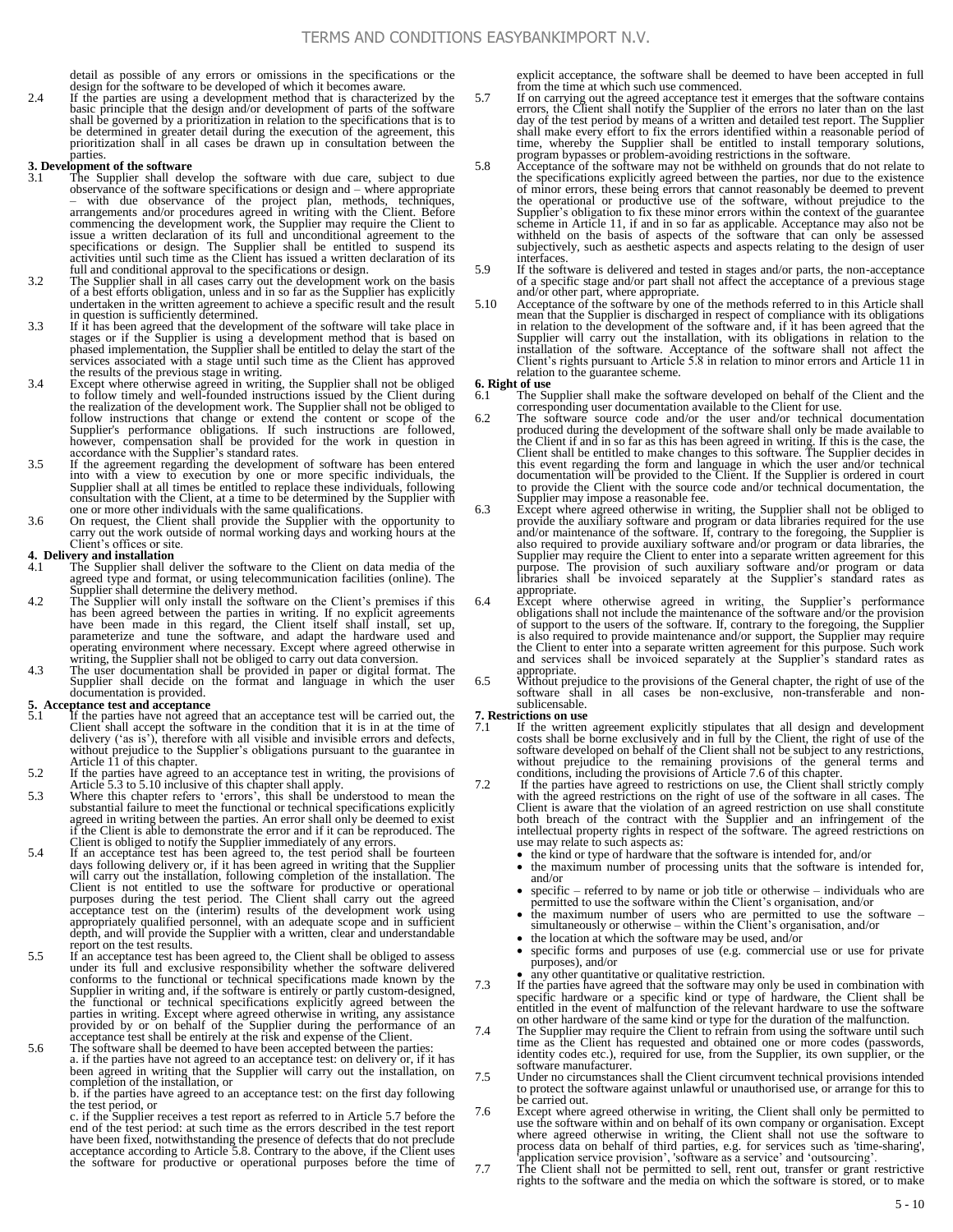detail as possible of any errors or omissions in the specifications or the design for the software to be developed of which it becomes aware.

2.4 If the parties are using a development method that is characterized by the basic principle that the design and/or development of parts of the software shall be governed by a prioritization in relation to the specifications that is to be determined in greater detail during the execution of the agreement, this prioritization shall in all cases be drawn up in consultation between the parties.

**3. Development of the software**

3.1 The Supplier shall develop the software with due care, subject to due observance of the software specifications or design and – where appropriate – with due observance of the project plan, methods, techniques, arrangements and/or procedures agreed in writing with the Client. Before commencing the development work, the Supplier may require the Client to issue a written declaration of its full and unconditional agreement to the specifications or design. The Supplier shall be entitled to suspend its activities until such time as the Client has issued a written declaration of its full and conditional approval to the specifications or design.

3.2 The Supplier shall in all cases carry out the development work on the basis of a best efforts obligation, unless and in so far as the Supplier has explicitly undertaken in the written agreement to achieve a specific result and the result in question is sufficiently determined.

3.3 If it has been agreed that the development of the software will take place in stages or if the Supplier is using a development method that is based on phased implementation, the Supplier shall be entitled to delay the start of the services associated with a stage until such time as the Client has approved the results of the previous stage in writing.

3.4 Except where otherwise agreed in writing, the Supplier shall not be obliged to follow timely and well-founded instructions issued by the Client during the realization of the development work. The Supplier shall not be obliged to follow instructions that change or extend the content or scope of the Supplier's performance obligations. If such instructions are followed, however, compensation shall be provided for the work in question in accordance with the Supplier's standard rates.

3.5 If the agreement regarding the development of software has been entered into with a view to execution by one or more specific individuals, the Supplier shall at all times be entitled to replace these individuals, following consultation with the Client, at a time to be determined by the Supplier with one or more other individuals with the same qualifications.

3.6 On request, the Client shall provide the Supplier with the opportunity to carry out the work outside of normal working days and working hours at the Client's offices or site.

**4. Delivery and installation**

4.1 The Supplier shall deliver the software to the Client on data media of the agreed type and format, or using telecommunication facilities (online). The Supplier shall determine the delivery method.

4.2 The Supplier will only install the software on the Client's premises if this has been agreed between the parties in writing. If no explicit agreements have been made in this regard, the Client itself shall install, set up, parameterize and tune the software, and adapt the hardware used and operating environment where necessary. Except where agreed otherwise in writing, the Supplier shall not be obliged to carry out data conversion.

4.3 The user documentation shall be provided in paper or digital format. The Supplier shall decide on the format and language in which the user documentation is provided.

**5. Acceptance test and acceptance**

5.1 If the parties have not agreed that an acceptance test will be carried out, the Client shall accept the software in the condition that it is in at the time of delivery ('as is'), therefore with all visible and invisible errors and defects, without prejudice to the Supplier's obligations pursuant to the guarantee in Article 11 of this chapter.

5.2 If the parties have agreed to an acceptance test in writing, the provisions of Article 5.3 to 5.10 inclusive of this chapter shall apply.

5.3 Where this chapter refers to 'errors', this shall be understood to mean the substantial failure to meet the functional or technical specifications explicitly agreed in writing between the parties. An error shall only be deemed to exist if the Client is able to demonstrate the error and if it can be reproduced. The Client is obliged to notify the Supplier immediately of any errors.

5.4 If an acceptance test has been agreed to, the test period shall be fourteen days following delivery or, if it has been agreed in writing that the Supplier will carry out the installation, following completion of the installation. The Client is not entitled to use the software for productive or operational purposes during the test period. The Client shall carry out the agreed acceptance test on the (interim) results of the development work using appropriately qualified personnel, with an adequate scope and in sufficient depth, and will provide the Supplier with a written, clear and understandable report on the test results.

5.5 If an acceptance test has been agreed to, the Client shall be obliged to assess under its full and exclusive responsibility whether the software delivered conforms to the functional or technical specifications made known by the Supplier in writing and, if the software is entirely or partly custom-designed, the functional or technical specifications explicitly agreed between the parties in writing. Except where agreed otherwise in writing, any assistance provided by or on behalf of the Supplier during the performance of an acceptance test shall be entirely at the risk and expense of the Client.

5.6 The software shall be deemed to have been accepted between the parties:
a. if the parties have not agreed to an acceptance test: on delivery or, if it has been agreed in writing that the Supplier will carry out the installation, on completion of the installation, or
b. if the parties have agreed to an acceptance test: on the first day following the test period, or
c. if the Supplier receives a test report as referred to in Article 5.7 before the end of the test period: at such time as the errors described in the test report have been fixed, notwithstanding the presence of defects that do not preclude acceptance according to Article 5.8. Contrary to the above, if the Client uses the software for productive or operational purposes before the time of explicit acceptance, the software shall be deemed to have been accepted in full from the time at which such use commenced.

5.7 If on carrying out the agreed acceptance test it emerges that the software contains errors, the Client shall notify the Supplier of the errors no later than on the last day of the test period by means of a written and detailed test report. The Supplier shall make every effort to fix the errors identified within a reasonable period of time, whereby the Supplier shall be entitled to install temporary solutions, program bypasses or problem-avoiding restrictions in the software.

5.8 Acceptance of the software may not be withheld on grounds that do not relate to the specifications explicitly agreed between the parties, nor due to the existence of minor errors, these being errors that cannot reasonably be deemed to prevent the operational or productive use of the software, without prejudice to the Supplier's obligation to fix these minor errors within the context of the guarantee scheme in Article 11, if and in so far as applicable. Acceptance may also not be withheld on the basis of aspects of the software that can only be assessed subjectively, such as aesthetic aspects and aspects relating to the design of user interfaces.

5.9 If the software is delivered and tested in stages and/or parts, the non-acceptance of a specific stage and/or part shall not affect the acceptance of a previous stage and/or other part, where appropriate.

5.10 Acceptance of the software by one of the methods referred to in this Article shall mean that the Supplier is discharged in respect of compliance with its obligations in relation to the development of the software and, if it has been agreed that the Supplier will carry out the installation, with its obligations in relation to the installation of the software. Acceptance of the software shall not affect the Client's rights pursuant to Article 5.8 in relation to minor errors and Article 11 in relation to the guarantee scheme.

**6. Right of use**

6.1 The Supplier shall make the software developed on behalf of the Client and the corresponding user documentation available to the Client for use.

6.2 The software source code and/or the user and/or technical documentation produced during the development of the software shall only be made available to the Client if and in so far as this has been agreed in writing. If this is the case, the Client shall be entitled to make changes to this software. The Supplier decides in this event regarding the form and language in which the user and/or technical documentation will be provided to the Client. If the Supplier is ordered in court to provide the Client with the source code and/or technical documentation, the Supplier may impose a reasonable fee.

6.3 Except where agreed otherwise in writing, the Supplier shall not be obliged to provide the auxiliary software and program or data libraries required for the use and/or maintenance of the software. If, contrary to the foregoing, the Supplier is also required to provide auxiliary software and/or program or data libraries, the Supplier may require the Client to enter into a separate written agreement for this purpose. The provision of such auxiliary software and/or program or data libraries shall be invoiced separately at the Supplier's standard rates as appropriate.

6.4 Except where otherwise agreed in writing, the Supplier's performance obligations shall not include the maintenance of the software and/or the provision of support to the users of the software. If, contrary to the foregoing, the Supplier is also required to provide maintenance and/or support, the Supplier may require the Client to enter into a separate written agreement for this purpose. Such work and services shall be invoiced separately at the Supplier's standard rates as appropriate.

6.5 Without prejudice to the provisions of the General chapter, the right of use of the software shall in all cases be non-exclusive, non-transferable and non-sublicensable.

**7. Restrictions on use**

7.1 If the written agreement explicitly stipulates that all design and development costs shall be borne exclusively and in full by the Client, the right of use of the software developed on behalf of the Client shall not be subject to any restrictions, without prejudice to the remaining provisions of the general terms and conditions, including the provisions of Article 7.6 of this chapter.

7.2 If the parties have agreed to restrictions on use, the Client shall strictly comply with the agreed restrictions on the right of use of the software in all cases. The Client is aware that the violation of an agreed restriction on use shall constitute both breach of the contract with the Supplier and an infringement of the intellectual property rights in respect of the software. The agreed restrictions on use may relate to such aspects as:

- the kind or type of hardware that the software is intended for, and/or
- the maximum number of processing units that the software is intended for, and/or
- specific – referred to by name or job title or otherwise – individuals who are permitted to use the software within the Client's organisation, and/or
- the maximum number of users who are permitted to use the software – simultaneously or otherwise – within the Client's organisation, and/or
- the location at which the software may be used, and/or
- specific forms and purposes of use (e.g. commercial use or use for private purposes), and/or
- any other quantitative or qualitative restriction.

7.3 If the parties have agreed that the software may only be used in combination with specific hardware or a specific kind or type of hardware, the Client shall be entitled in the event of malfunction of the relevant hardware to use the software on other hardware of the same kind or type for the duration of the malfunction.

7.4 The Supplier may require the Client to refrain from using the software until such time as the Client has requested and obtained one or more codes (passwords, identity codes etc.), required for use, from the Supplier, its own supplier, or the software manufacturer.

7.5 Under no circumstances shall the Client circumvent technical provisions intended to protect the software against unlawful or unauthorised use, or arrange for this to be carried out.

7.6 Except where agreed otherwise in writing, the Client shall only be permitted to use the software within and on behalf of its own company or organisation. Except where agreed otherwise in writing, the Client shall not use the software to process data on behalf of third parties, e.g. for services such as 'time-sharing', 'application service provision', 'software as a service' and 'outsourcing'.

7.7 The Client shall not be permitted to sell, rent out, transfer or grant restrictive rights to the software and the media on which the software is stored, or to make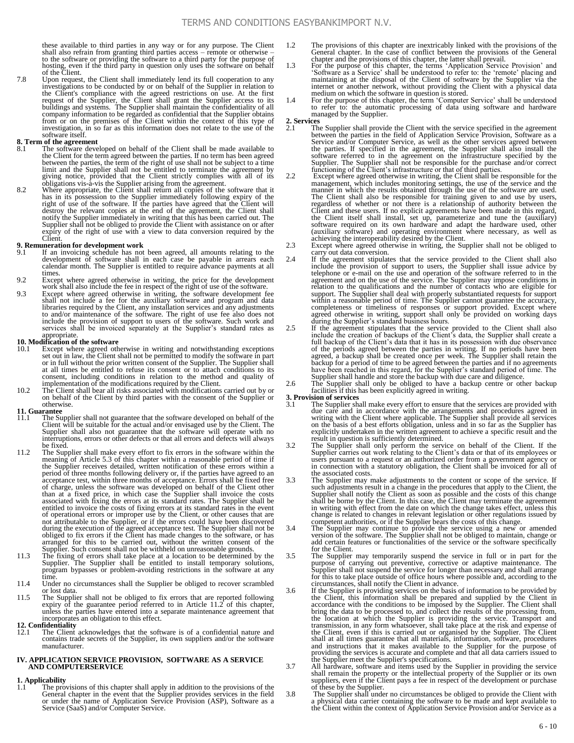these available to third parties in any way or for any purpose. The Client shall also refrain from granting third parties access – remote or otherwise – to the software or providing the software to a third party for the purpose of hosting, even if the third party in question only uses the software on behalf of the Client.

7.8 Upon request, the Client shall immediately lend its full cooperation to any investigations to be conducted by or on behalf of the Supplier in relation to the Client's compliance with the agreed restrictions on use. At the first request of the Supplier, the Client shall grant the Supplier access to its buildings and systems. The Supplier shall maintain the confidentiality of all company information to be regarded as confidential that the Supplier obtains from or on the premises of the Client within the context of this type of investigation, in so far as this information does not relate to the use of the software itself.

**8. Term of the agreement**

8.1 The software developed on behalf of the Client shall be made available to the Client for the term agreed between the parties. If no term has been agreed between the parties, the term of the right of use shall not be subject to a time limit and the Supplier shall not be entitled to terminate the agreement by giving notice, provided that the Client strictly complies with all of its obligations vis-à-vis the Supplier arising from the agreement.

8.2 Where appropriate, the Client shall return all copies of the software that it has in its possession to the Supplier immediately following expiry of the right of use of the software. If the parties have agreed that the Client will destroy the relevant copies at the end of the agreement, the Client shall notify the Supplier immediately in writing that this has been carried out. The Supplier shall not be obliged to provide the Client with assistance on or after expiry of the right of use with a view to data conversion required by the Client.

**9. Remuneration for development work**

9.1 If an invoicing schedule has not been agreed, all amounts relating to the development of software shall in each case be payable in arrears each calendar month. The Supplier is entitled to require advance payments at all times.

9.2 Except where agreed otherwise in writing, the price for the development work shall also include the fee in respect of the right of use of the software.

9.3 Except where agreed otherwise in writing, the software development fee shall not include a fee for the auxiliary software and program and data libraries required by the Client, any installation services and any adjustments to and/or maintenance of the software. The right of use fee also does not include the provision of support to users of the software. Such work and services shall be invoiced separately at the Supplier's standard rates as appropriate.

**10. Modification of the software**

10.1 Except where agreed otherwise in writing and notwithstanding exceptions set out in law, the Client shall not be permitted to modify the software in part or in full without the prior written consent of the Supplier. The Supplier shall at all times be entitled to refuse its consent or to attach conditions to its consent, including conditions in relation to the method and quality of implementation of the modifications required by the Client.

10.2 The Client shall bear all risks associated with modifications carried out by or on behalf of the Client by third parties with the consent of the Supplier or otherwise.

**11. Guarantee**

11.1 The Supplier shall not guarantee that the software developed on behalf of the Client will be suitable for the actual and/or envisaged use by the Client. The Supplier shall also not guarantee that the software will operate with no interruptions, errors or other defects or that all errors and defects will always be fixed.

11.2 The Supplier shall make every effort to fix errors in the software within the meaning of Article 5.3 of this chapter within a reasonable period of time if the Supplier receives detailed, written notification of these errors within a period of three months following delivery or, if the parties have agreed to an acceptance test, within three months of acceptance. Errors shall be fixed free of charge, unless the software was developed on behalf of the Client other than at a fixed price, in which case the Supplier shall invoice the costs associated with fixing the errors at its standard rates. The Supplier shall be entitled to invoice the costs of fixing errors at its standard rates in the event of operational errors or improper use by the Client, or other causes that are not attributable to the Supplier, or if the errors could have been discovered during the execution of the agreed acceptance test. The Supplier shall not be obliged to fix errors if the Client has made changes to the software, or has arranged for this to be carried out, without the written consent of the Supplier. Such consent shall not be withheld on unreasonable grounds.

11.3 The fixing of errors shall take place at a location to be determined by the Supplier. The Supplier shall be entitled to install temporary solutions, program bypasses or problem-avoiding restrictions in the software at any time.

11.4 Under no circumstances shall the Supplier be obliged to recover scrambled or lost data.

11.5 The Supplier shall not be obliged to fix errors that are reported following expiry of the guarantee period referred to in Article 11.2 of this chapter, unless the parties have entered into a separate maintenance agreement that incorporates an obligation to this effect.

**12. Confidentiality**

12.1 The Client acknowledges that the software is of a confidential nature and contains trade secrets of the Supplier, its own suppliers and/or the software manufacturer.

## IV. APPLICATION SERVICE PROVISION, SOFTWARE AS A SERVICE AND COMPUTERSERVICE

**1. Applicability**

1.1 The provisions of this chapter shall apply in addition to the provisions of the General chapter in the event that the Supplier provides services in the field or under the name of Application Service Provision (ASP), Software as a Service (SaaS) and/or Computer Service.

1.2 The provisions of this chapter are inextricably linked with the provisions of the General chapter. In the case of conflict between the provisions of the General chapter and the provisions of this chapter, the latter shall prevail.

1.3 For the purpose of this chapter, the terms 'Application Service Provision' and 'Software as a Service' shall be understood to refer to: the 'remote' placing and maintaining at the disposal of the Client of software by the Supplier via the internet or another network, without providing the Client with a physical data medium on which the software in question is stored.

1.4 For the purpose of this chapter, the term 'Computer Service' shall be understood to refer to: the automatic processing of data using software and hardware managed by the Supplier.

**2. Services**

2.1 The Supplier shall provide the Client with the service specified in the agreement between the parties in the field of Application Service Provision, Software as a Service and/or Computer Service, as well as the other services agreed between the parties. If specified in the agreement, the Supplier shall also install the software referred to in the agreement on the infrastructure specified by the Supplier. The Supplier shall not be responsible for the purchase and/or correct functioning of the Client's infrastructure or that of third parties.

2.2 Except where agreed otherwise in writing, the Client shall be responsible for the management, which includes monitoring settings, the use of the service and the manner in which the results obtained through the use of the software are used. The Client shall also be responsible for training given to and use by users, regardless of whether or not there is a relationship of authority between the Client and these users. If no explicit agreements have been made in this regard, the Client itself shall install, set up, parameterize and tune the (auxiliary) software required on its own hardware and adapt the hardware used, other (auxiliary software) and operating environment where necessary, as well as achieving the interoperability desired by the Client.

2.3 Except where agreed otherwise in writing, the Supplier shall not be obliged to carry out data conversion.

2.4 If the agreement stipulates that the service provided to the Client shall also include the provision of support to users, the Supplier shall issue advice by telephone or e-mail on the use and operation of the software referred to in the agreement and on the use of the service. The Supplier may impose conditions in relation to the qualifications and the number of contacts who are eligible for support. The Supplier shall deal with properly substantiated requests for support within a reasonable period of time. The Supplier cannot guarantee the accuracy, completeness or timeliness of responses or support provided. Except where agreed otherwise in writing, support shall only be provided on working days during the Supplier's standard business hours.

2.5 If the agreement stipulates that the service provided to the Client shall also include the creation of backups of the Client's data, the Supplier shall create a full backup of the Client's data that it has in its possession with due observance of the periods agreed between the parties in writing. If no periods have been agreed, a backup shall be created once per week. The Supplier shall retain the backup for a period of time to be agreed between the parties and if no agreements have been reached in this regard, for the Supplier's standard period of time. The Supplier shall handle and store the backup with due care and diligence.

2.6 The Supplier shall only be obliged to have a backup centre or other backup facilities if this has been explicitly agreed in writing.

**3. Provision of services**

3.1 The Supplier shall make every effort to ensure that the services are provided with due care and in accordance with the arrangements and procedures agreed in writing with the Client where applicable. The Supplier shall provide all services on the basis of a best efforts obligation, unless and in so far as the Supplier has explicitly undertaken in the written agreement to achieve a specific result and the result in question is sufficiently determined.

3.2 The Supplier shall only perform the service on behalf of the Client. If the Supplier carries out work relating to the Client's data or that of its employees or users pursuant to a request or an authorized order from a government agency or in connection with a statutory obligation, the Client shall be invoiced for all of the associated costs.

3.3 The Supplier may make adjustments to the content or scope of the service. If such adjustments result in a change in the procedures that apply to the Client, the Supplier shall notify the Client as soon as possible and the costs of this change shall be borne by the Client. In this case, the Client may terminate the agreement in writing with effect from the date on which the change takes effect, unless this change is related to changes in relevant legislation or other regulations issued by competent authorities, or if the Supplier bears the costs of this change.

3.4 The Supplier may continue to provide the service using a new or amended version of the software. The Supplier shall not be obliged to maintain, change or add certain features or functionalities of the service or the software specifically for the Client.

3.5 The Supplier may temporarily suspend the service in full or in part for the purpose of carrying out preventive, corrective or adaptive maintenance. The Supplier shall not suspend the service for longer than necessary and shall arrange for this to take place outside of office hours where possible and, according to the circumstances, shall notify the Client in advance.

3.6 If the Supplier is providing services on the basis of information to be provided by the Client, this information shall be prepared and supplied by the Client in accordance with the conditions to be imposed by the Supplier. The Client shall bring the data to be processed to, and collect the results of the processing from, the location at which the Supplier is providing the service. Transport and transmission, in any form whatsoever, shall take place at the risk and expense of the Client, even if this is carried out or organised by the Supplier. The Client shall at all times guarantee that all materials, information, software, procedures and instructions that it makes available to the Supplier for the purpose of providing the services is accurate and complete and that all data carriers issued to the Supplier meet the Supplier's specifications.

3.7 All hardware, software and items used by the Supplier in providing the service shall remain the property or the intellectual property of the Supplier or its own suppliers, even if the Client pays a fee in respect of the development or purchase of these by the Supplier.

3.8 The Supplier shall under no circumstances be obliged to provide the Client with a physical data carrier containing the software to be made and kept available to the Client within the context of Application Service Provision and/or Service as a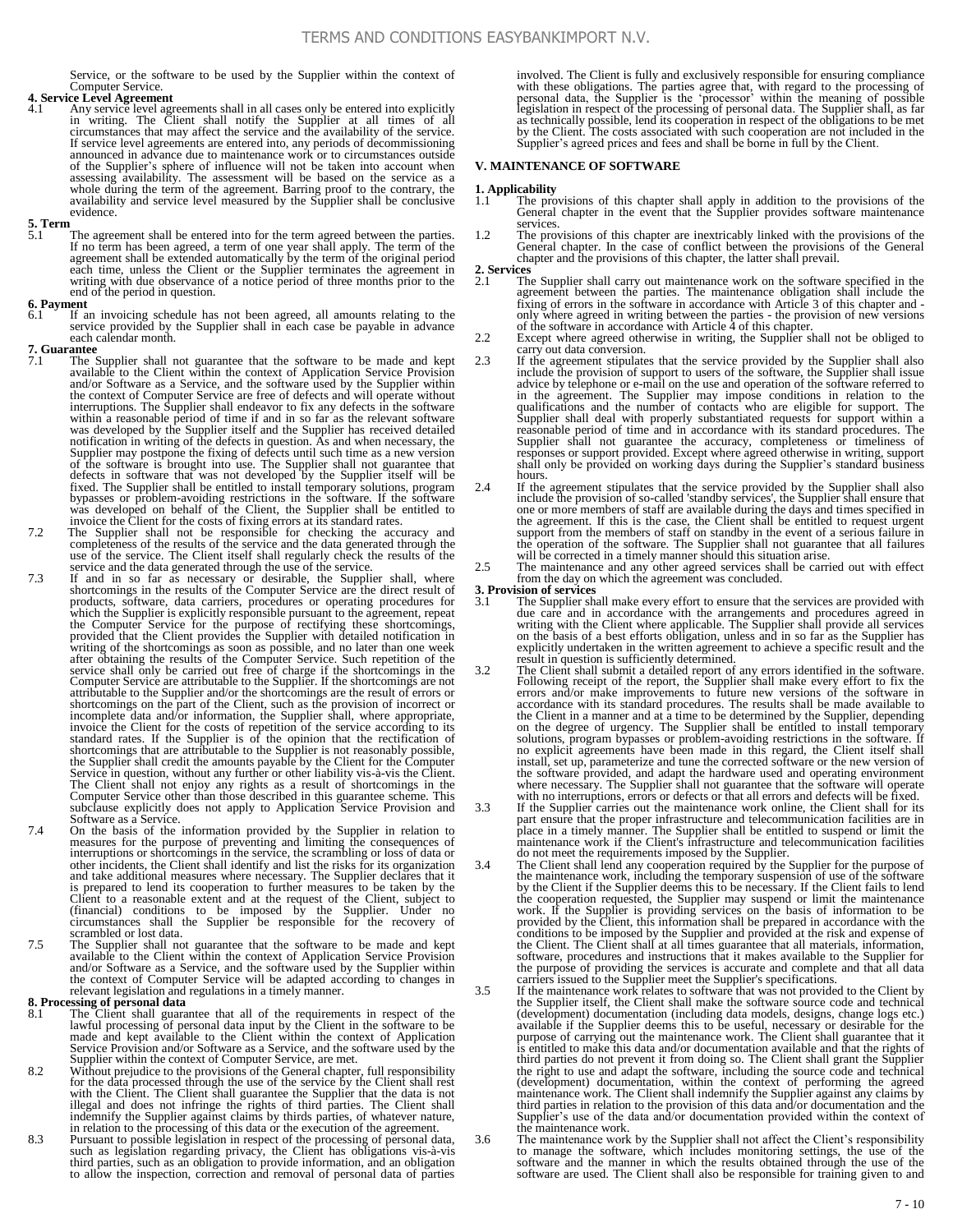Service, or the software to be used by the Supplier within the context of Computer Service.

**4. Service Level Agreement**

4.1 Any service level agreements shall in all cases only be entered into explicitly in writing. The Client shall notify the Supplier at all times of all circumstances that may affect the service and the availability of the service. If service level agreements are entered into, any periods of decommissioning announced in advance due to maintenance work or to circumstances outside of the Supplier's sphere of influence will not be taken into account when assessing availability. The assessment will be based on the service as a whole during the term of the agreement. Barring proof to the contrary, the availability and service level measured by the Supplier shall be conclusive evidence.

**5. Term**

5.1 The agreement shall be entered into for the term agreed between the parties. If no term has been agreed, a term of one year shall apply. The term of the agreement shall be extended automatically by the term of the original period each time, unless the Client or the Supplier terminates the agreement in writing with due observance of a notice period of three months prior to the end of the period in question.

**6. Payment**

6.1 If an invoicing schedule has not been agreed, all amounts relating to the service provided by the Supplier shall in each case be payable in advance each calendar month.

**7. Guarantee**

7.1 The Supplier shall not guarantee that the software to be made and kept available to the Client within the context of Application Service Provision and/or Software as a Service, and the software used by the Supplier within the context of Computer Service are free of defects and will operate without interruptions. The Supplier shall endeavor to fix any defects in the software within a reasonable period of time if and in so far as the relevant software was developed by the Supplier itself and the Supplier has received detailed notification in writing of the defects in question. As and when necessary, the Supplier may postpone the fixing of defects until such time as a new version of the software is brought into use. The Supplier shall not guarantee that defects in software that was not developed by the Supplier itself will be fixed. The Supplier shall be entitled to install temporary solutions, program bypasses or problem-avoiding restrictions in the software. If the software was developed on behalf of the Client, the Supplier shall be entitled to invoice the Client for the costs of fixing errors at its standard rates.

7.2 The Supplier shall not be responsible for checking the accuracy and completeness of the results of the service and the data generated through the use of the service. The Client itself shall regularly check the results of the service and the data generated through the use of the service.

7.3 If and in so far as necessary or desirable, the Supplier shall, where shortcomings in the results of the Computer Service are the direct result of products, software, data carriers, procedures or operating procedures for which the Supplier is explicitly responsible pursuant to the agreement, repeat the Computer Service for the purpose of rectifying these shortcomings, provided that the Client provides the Supplier with detailed notification in writing of the shortcomings as soon as possible, and no later than one week after obtaining the results of the Computer Service. Such repetition of the service shall only be carried out free of charge if the shortcomings in the Computer Service are attributable to the Supplier. If the shortcomings are not attributable to the Supplier and/or the shortcomings are the result of errors or shortcomings on the part of the Client, such as the provision of incorrect or incomplete data and/or information, the Supplier shall, where appropriate, invoice the Client for the costs of repetition of the service according to its standard rates. If the Supplier is of the opinion that the rectification of shortcomings that are attributable to the Supplier is not reasonably possible, the Supplier shall credit the amounts payable by the Client for the Computer Service in question, without any further or other liability vis-à-vis the Client. The Client shall not enjoy any rights as a result of shortcomings in the Computer Service other than those described in this guarantee scheme. This subclause explicitly does not apply to Application Service Provision and Software as a Service.

7.4 On the basis of the information provided by the Supplier in relation to measures for the purpose of preventing and limiting the consequences of interruptions or shortcomings in the service, the scrambling or loss of data or other incidents, the Client shall identify and list the risks for its organization and take additional measures where necessary. The Supplier declares that it is prepared to lend its cooperation to further measures to be taken by the Client to a reasonable extent and at the request of the Client, subject to (financial) conditions to be imposed by the Supplier. Under no circumstances shall the Supplier be responsible for the recovery of scrambled or lost data.

7.5 The Supplier shall not guarantee that the software to be made and kept available to the Client within the context of Application Service Provision and/or Software as a Service, and the software used by the Supplier within the context of Computer Service will be adapted according to changes in relevant legislation and regulations in a timely manner.

**8. Processing of personal data**

8.1 The Client shall guarantee that all of the requirements in respect of the lawful processing of personal data input by the Client in the software to be made and kept available to the Client within the context of Application Service Provision and/or Software as a Service, and the software used by the Supplier within the context of Computer Service, are met.

8.2 Without prejudice to the provisions of the General chapter, full responsibility for the data processed through the use of the service by the Client shall rest with the Client. The Client shall guarantee the Supplier that the data is not illegal and does not infringe the rights of third parties. The Client shall indemnify the Supplier against claims by thirds parties, of whatever nature, in relation to the processing of this data or the execution of the agreement.

8.3 Pursuant to possible legislation in respect of the processing of personal data, such as legislation regarding privacy, the Client has obligations vis-à-vis third parties, such as an obligation to provide information, and an obligation to allow the inspection, correction and removal of personal data of parties involved. The Client is fully and exclusively responsible for ensuring compliance with these obligations. The parties agree that, with regard to the processing of personal data, the Supplier is the 'processor' within the meaning of possible legislation in respect of the processing of personal data. The Supplier shall, as far as technically possible, lend its cooperation in respect of the obligations to be met by the Client. The costs associated with such cooperation are not included in the Supplier's agreed prices and fees and shall be borne in full by the Client.

## V. MAINTENANCE OF SOFTWARE

**1. Applicability**

1.1 The provisions of this chapter shall apply in addition to the provisions of the General chapter in the event that the Supplier provides software maintenance services.

1.2 The provisions of this chapter are inextricably linked with the provisions of the General chapter. In the case of conflict between the provisions of the General chapter and the provisions of this chapter, the latter shall prevail.

**2. Services**

2.1 The Supplier shall carry out maintenance work on the software specified in the agreement between the parties. The maintenance obligation shall include the fixing of errors in the software in accordance with Article 3 of this chapter and - only where agreed in writing between the parties - the provision of new versions of the software in accordance with Article 4 of this chapter.

2.2 Except where agreed otherwise in writing, the Supplier shall not be obliged to carry out data conversion.

2.3 If the agreement stipulates that the service provided by the Supplier shall also include the provision of support to users of the software, the Supplier shall issue advice by telephone or e-mail on the use and operation of the software referred to in the agreement. The Supplier may impose conditions in relation to the qualifications and the number of contacts who are eligible for support. The Supplier shall deal with properly substantiated requests for support within a reasonable period of time and in accordance with its standard procedures. The Supplier shall not guarantee the accuracy, completeness or timeliness of responses or support provided. Except where agreed otherwise in writing, support shall only be provided on working days during the Supplier's standard business hours.

2.4 If the agreement stipulates that the service provided by the Supplier shall also include the provision of so-called 'standby services', the Supplier shall ensure that one or more members of staff are available during the days and times specified in the agreement. If this is the case, the Client shall be entitled to request urgent support from the members of staff on standby in the event of a serious failure in the operation of the software. The Supplier shall not guarantee that all failures will be corrected in a timely manner should this situation arise.

2.5 The maintenance and any other agreed services shall be carried out with effect from the day on which the agreement was concluded.

**3. Provision of services**

3.1 The Supplier shall make every effort to ensure that the services are provided with due care and in accordance with the arrangements and procedures agreed in writing with the Client where applicable. The Supplier shall provide all services on the basis of a best efforts obligation, unless and in so far as the Supplier has explicitly undertaken in the written agreement to achieve a specific result and the result in question is sufficiently determined.

3.2 The Client shall submit a detailed report of any errors identified in the software. Following receipt of the report, the Supplier shall make every effort to fix the errors and/or make improvements to future new versions of the software in accordance with its standard procedures. The results shall be made available to the Client in a manner and at a time to be determined by the Supplier, depending on the degree of urgency. The Supplier shall be entitled to install temporary solutions, program bypasses or problem-avoiding restrictions in the software. If no explicit agreements have been made in this regard, the Client itself shall install, set up, parameterize and tune the corrected software or the new version of the software provided, and adapt the hardware used and operating environment where necessary. The Supplier shall not guarantee that the software will operate with no interruptions, errors or defects or that all errors and defects will be fixed.

3.3 If the Supplier carries out the maintenance work online, the Client shall for its part ensure that the proper infrastructure and telecommunication facilities are in place in a timely manner. The Supplier shall be entitled to suspend or limit the maintenance work if the Client's infrastructure and telecommunication facilities do not meet the requirements imposed by the Supplier.

3.4 The Client shall lend any cooperation required by the Supplier for the purpose of the maintenance work, including the temporary suspension of use of the software by the Client if the Supplier deems this to be necessary. If the Client fails to lend the cooperation requested, the Supplier may suspend or limit the maintenance work. If the Supplier is providing services on the basis of information to be provided by the Client, this information shall be prepared in accordance with the conditions to be imposed by the Supplier and provided at the risk and expense of the Client. The Client shall at all times guarantee that all materials, information, software, procedures and instructions that it makes available to the Supplier for the purpose of providing the services is accurate and complete and that all data carriers issued to the Supplier meet the Supplier's specifications.

3.5 If the maintenance work relates to software that was not provided to the Client by the Supplier itself, the Client shall make the software source code and technical (development) documentation (including data models, designs, change logs etc.) available if the Supplier deems this to be useful, necessary or desirable for the purpose of carrying out the maintenance work. The Client shall guarantee that it is entitled to make this data and/or documentation available and that the rights of third parties do not prevent it from doing so. The Client shall grant the Supplier the right to use and adapt the software, including the source code and technical (development) documentation, within the context of performing the agreed maintenance work. The Client shall indemnify the Supplier against any claims by third parties in relation to the provision of this data and/or documentation and the Supplier's use of the data and/or documentation provided within the context of the maintenance work.

3.6 The maintenance work by the Supplier shall not affect the Client's responsibility to manage the software, which includes monitoring settings, the use of the software and the manner in which the results obtained through the use of the software are used. The Client shall also be responsible for training given to and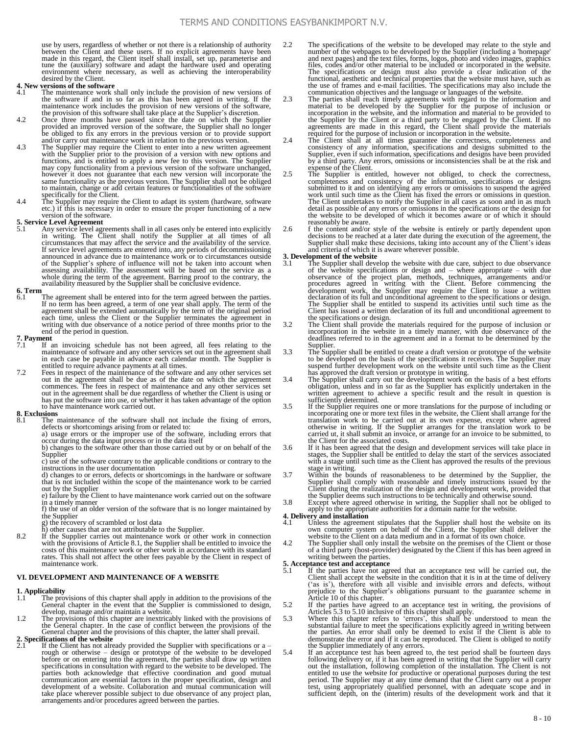use by users, regardless of whether or not there is a relationship of authority between the Client and these users. If no explicit agreements have been made in this regard, the Client itself shall install, set up, parameterise and tune the (auxiliary) software and adapt the hardware used and operating environment where necessary, as well as achieving the interoperability desired by the Client.

**4. New versions of the software**

4.1 The maintenance work shall only include the provision of new versions of the software if and in so far as this has been agreed in writing. If the maintenance work includes the provision of new versions of the software, the provision of this software shall take place at the Supplier's discretion.

4.2 Once three months have passed since the date on which the Supplier provided an improved version of the software, the Supplier shall no longer be obliged to fix any errors in the previous version or to provide support and/or carry out maintenance work in relation to the previous version.

4.3 The Supplier may require the Client to enter into a new written agreement with the Supplier prior to the provision of a version with new options and functions, and is entitled to apply a new fee to this version. The Supplier may copy functionality from a previous version of the software unchanged, however it does not guarantee that each new version will incorporate the same functionality as the previous version. The Supplier shall not be obliged to maintain, change or add certain features or functionalities of the software specifically for the Client.

4.4 The Supplier may require the Client to adapt its system (hardware, software etc.) if this is necessary in order to ensure the proper functioning of a new version of the software.

**5. Service Level Agreement**

5.1 Any service level agreements shall in all cases only be entered into explicitly in writing. The Client shall notify the Supplier at all times of all circumstances that may affect the service and the availability of the service. If service level agreements are entered into, any periods of decommissioning announced in advance due to maintenance work or to circumstances outside of the Supplier's sphere of influence will not be taken into account when assessing availability. The assessment will be based on the service as a whole during the term of the agreement. Barring proof to the contrary, the availability measured by the Supplier shall be conclusive evidence.

**6. Term**

6.1 The agreement shall be entered into for the term agreed between the parties. If no term has been agreed, a term of one year shall apply. The term of the agreement shall be extended automatically by the term of the original period each time, unless the Client or the Supplier terminates the agreement in writing with due observance of a notice period of three months prior to the end of the period in question.

**7. Payment**

7.1 If an invoicing schedule has not been agreed, all fees relating to the maintenance of software and any other services set out in the agreement shall in each case be payable in advance each calendar month. The Supplier is entitled to require advance payments at all times.

7.2 Fees in respect of the maintenance of the software and any other services set out in the agreement shall be due as of the date on which the agreement commences. The fees in respect of maintenance and any other services set out in the agreement shall be due regardless of whether the Client is using or has put the software into use, or whether it has taken advantage of the option to have maintenance work carried out.

**8. Exclusions**

8.1 The maintenance of the software shall not include the fixing of errors, defects or shortcomings arising from or related to:
a) usage errors or the improper use of the software, including errors that occur during the data input process or in the data itself
b) changes to the software other than those carried out by or on behalf of the Supplier
c) use of the software contrary to the applicable conditions or contrary to the instructions in the user documentation
d) changes to or errors, defects or shortcomings in the hardware or software that is not included within the scope of the maintenance work to be carried out by the Supplier
e) failure by the Client to have maintenance work carried out on the software in a timely manner
f) the use of an older version of the software that is no longer maintained by the Supplier
g) the recovery of scrambled or lost data
h) other causes that are not attributable to the Supplier.

8.2 If the Supplier carries out maintenance work or other work in connection with the provisions of Article 8.1, the Supplier shall be entitled to invoice the costs of this maintenance work or other work in accordance with its standard rates. This shall not affect the other fees payable by the Client in respect of maintenance work.

## VI. DEVELOPMENT AND MAINTENANCE OF A WEBSITE

**1. Applicability**

1.1 The provisions of this chapter shall apply in addition to the provisions of the General chapter in the event that the Supplier is commissioned to design, develop, manage and/or maintain a website.

1.2 The provisions of this chapter are inextricably linked with the provisions of the General chapter. In the case of conflict between the provisions of the General chapter and the provisions of this chapter, the latter shall prevail.

**2. Specifications of the website**

2.1 If the Client has not already provided the Supplier with specifications or a – rough or otherwise – design or prototype of the website to be developed before or on entering into the agreement, the parties shall draw up written specifications in consultation with regard to the website to be developed. The parties both acknowledge that effective coordination and good mutual communication are essential factors in the proper specification, design and development of a website. Collaboration and mutual communication will take place wherever possible subject to due observance of any project plan, arrangements and/or procedures agreed between the parties.

2.2 The specifications of the website to be developed may relate to the style and number of the webpages to be developed by the Supplier (including a 'homepage' and next pages) and the text files, forms, logos, photo and video images, graphics files, codes and/or other material to be included or incorporated in the website. The specifications or design must also provide a clear indication of the functional, aesthetic and technical properties that the website must have, such as the use of frames and e-mail facilities. The specifications may also include the communication objectives and the language or languages of the website.

2.3 The parties shall reach timely agreements with regard to the information and material to be developed by the Supplier for the purpose of inclusion or incorporation in the website, and the information and material to be provided to the Supplier by the Client or a third party to be engaged by the Client. If no agreements are made in this regard, the Client shall provide the materials required for the purpose of inclusion or incorporation in the website.

2.4 The Client shall at all times guarantee the correctness, completeness and consistency of any information, specifications and designs submitted to the Supplier, even if such information, specifications and designs have been provided by a third party. Any errors, omissions or inconsistencies shall be at the risk and expense of the Client.

2.5 The Supplier is entitled, however not obliged, to check the correctness, completeness and consistency of the information, specifications or designs submitted to it and on identifying any errors or omissions to suspend the agreed work until such time as the Client has fixed the errors or omissions in question. The Client undertakes to notify the Supplier in all cases as soon and in as much detail as possible of any errors or omissions in the specifications or the design for the website to be developed of which it becomes aware or of which it should reasonably be aware.

2.6 f the content and/or style of the website is entirely or partly dependent upon decisions to be reached at a later date during the execution of the agreement, the Supplier shall make these decisions, taking into account any of the Client's ideas and criteria of which it is aware wherever possible.

**3. Development of the website**

3.1 The Supplier shall develop the website with due care, subject to due observance of the website specifications or design and – where appropriate – with due observance of the project plan, methods, techniques, arrangements and/or procedures agreed in writing with the Client. Before commencing the development work, the Supplier may require the Client to issue a written declaration of its full and unconditional agreement to the specifications or design. The Supplier shall be entitled to suspend its activities until such time as the Client has issued a written declaration of its full and unconditional agreement to the specifications or design.

3.2 The Client shall provide the materials required for the purpose of inclusion or incorporation in the website in a timely manner, with due observance of the deadlines referred to in the agreement and in a format to be determined by the Supplier.

3.3 The Supplier shall be entitled to create a draft version or prototype of the website to be developed on the basis of the specifications it receives. The Supplier may suspend further development work on the website until such time as the Client has approved the draft version or prototype in writing.

3.4 The Supplier shall carry out the development work on the basis of a best efforts obligation, unless and in so far as the Supplier has explicitly undertaken in the written agreement to achieve a specific result and the result in question is sufficiently determined.

3.5 If the Supplier requires one or more translations for the purpose of including or incorporating one or more text files in the website, the Client shall arrange for the translation work to be carried out at its own expense, except where agreed otherwise in writing. If the Supplier arranges for the translation work to be carried ut, it shall submit an invoice, or arrange for an invoice to be submitted, to the Client for the associated costs.

3.6 If it has been agreed that the design and development services will take place in stages, the Supplier shall be entitled to delay the start of the services associated with a stage until such time as the Client has approved the results of the previous stage in writing.

3.7 Within the bounds of reasonableness to be determined by the Supplier, the Supplier shall comply with reasonable and timely instructions issued by the Client during the realization of the design and development work, provided that the Supplier deems such instructions to be technically and otherwise sound.

3.8 Except where agreed otherwise in writing, the Supplier shall not be obliged to apply to the appropriate authorities for a domain name for the website.

**4. Delivery and installation**

4.1 Unless the agreement stipulates that the Supplier shall host the website on its own computer system on behalf of the Client, the Supplier shall deliver the website to the Client on a data medium and in a format of its own choice.

4.2 The Supplier shall only install the website on the premises of the Client or those of a third party (host-provider) designated by the Client if this has been agreed in writing between the parties.

**5. Acceptance test and acceptance**

5.1 If the parties have not agreed that an acceptance test will be carried out, the Client shall accept the website in the condition that it is in at the time of delivery ('as is'), therefore with all visible and invisible errors and defects, without prejudice to the Supplier's obligations pursuant to the guarantee scheme in Article 10 of this chapter.

5.2 If the parties have agreed to an acceptance test in writing, the provisions of Articles 5.3 to 5.10 inclusive of this chapter shall apply.

5.3 Where this chapter refers to 'errors', this shall be understood to mean the substantial failure to meet the specifications explicitly agreed in writing between the parties. An error shall only be deemed to exist if the Client is able to demonstrate the error and if it can be reproduced. The Client is obliged to notify the Supplier immediately of any errors.

5.4 If an acceptance test has been agreed to, the test period shall be fourteen days following delivery or, if it has been agreed in writing that the Supplier will carry out the installation, following completion of the installation. The Client is not entitled to use the website for productive or operational purposes during the test period. The Supplier may at any time demand that the Client carry out a proper test, using appropriately qualified personnel, with an adequate scope and in sufficient depth, on the (interim) results of the development work and that it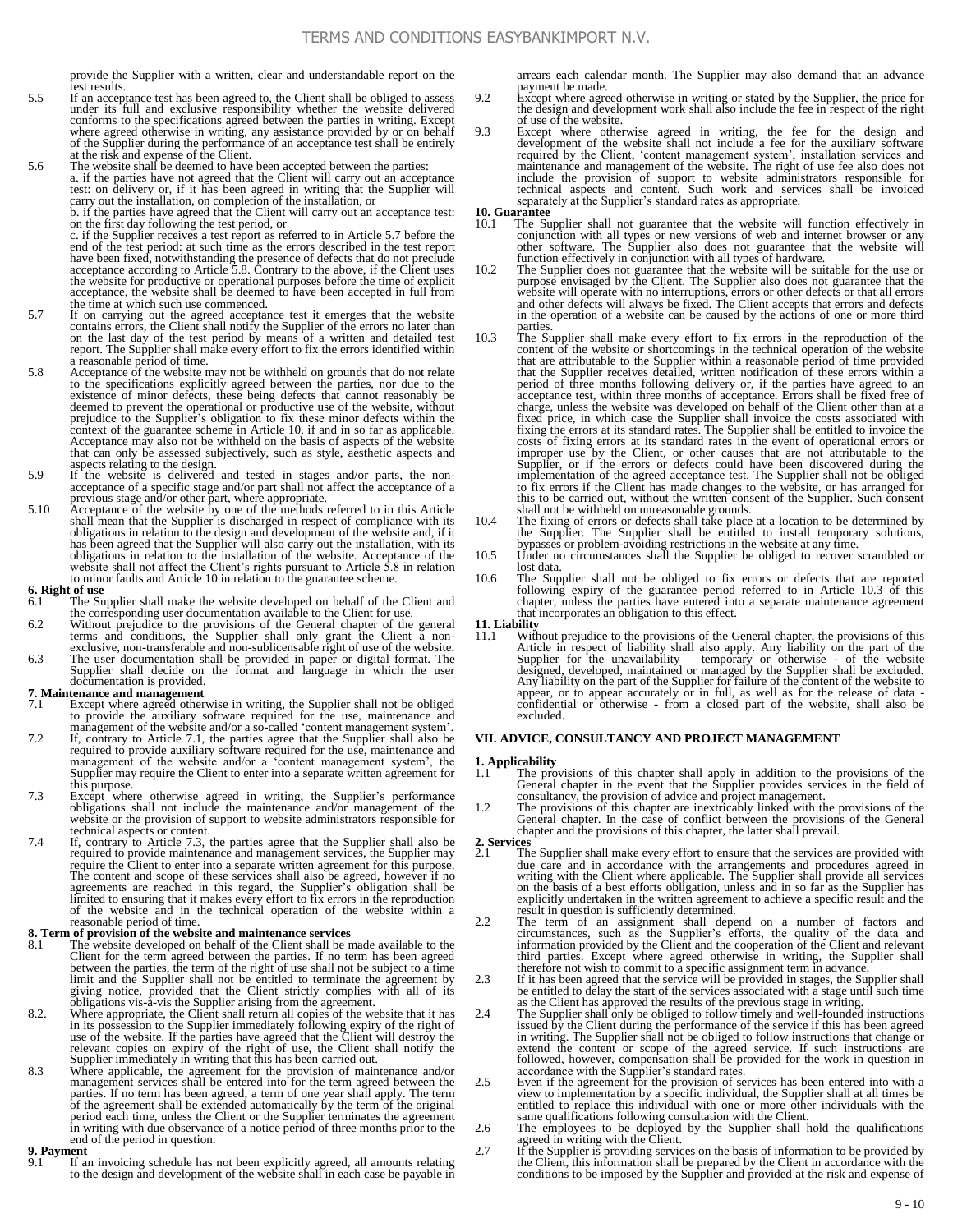provide the Supplier with a written, clear and understandable report on the test results.

5.5 If an acceptance test has been agreed to, the Client shall be obliged to assess under its full and exclusive responsibility whether the website delivered conforms to the specifications agreed between the parties in writing. Except where agreed otherwise in writing, any assistance provided by or on behalf of the Supplier during the performance of an acceptance test shall be entirely at the risk and expense of the Client.

5.6 The website shall be deemed to have been accepted between the parties:
a. if the parties have not agreed that the Client will carry out an acceptance test: on delivery or, if it has been agreed in writing that the Supplier will carry out the installation, on completion of the installation, or
b. if the parties have agreed that the Client will carry out an acceptance test: on the first day following the test period, or
c. if the Supplier receives a test report as referred to in Article 5.7 before the end of the test period: at such time as the errors described in the test report have been fixed, notwithstanding the presence of defects that do not preclude acceptance according to Article 5.8. Contrary to the above, if the Client uses the website for productive or operational purposes before the time of explicit acceptance, the website shall be deemed to have been accepted in full from the time at which such use commenced.

5.7 If on carrying out the agreed acceptance test it emerges that the website contains errors, the Client shall notify the Supplier of the errors no later than on the last day of the test period by means of a written and detailed test report. The Supplier shall make every effort to fix the errors identified within a reasonable period of time.

5.8 Acceptance of the website may not be withheld on grounds that do not relate to the specifications explicitly agreed between the parties, nor due to the existence of minor defects, these being defects that cannot reasonably be deemed to prevent the operational or productive use of the website, without prejudice to the Supplier's obligation to fix these minor defects within the context of the guarantee scheme in Article 10, if and in so far as applicable. Acceptance may also not be withheld on the basis of aspects of the website that can only be assessed subjectively, such as style, aesthetic aspects and aspects relating to the design.

5.9 If the website is delivered and tested in stages and/or parts, the non-acceptance of a specific stage and/or part shall not affect the acceptance of a previous stage and/or other part, where appropriate.

5.10 Acceptance of the website by one of the methods referred to in this Article shall mean that the Supplier is discharged in respect of compliance with its obligations in relation to the design and development of the website and, if it has been agreed that the Supplier will also carry out the installation, with its obligations in relation to the installation of the website. Acceptance of the website shall not affect the Client's rights pursuant to Article 5.8 in relation to minor faults and Article 10 in relation to the guarantee scheme.

**6. Right of use**

6.1 The Supplier shall make the website developed on behalf of the Client and the corresponding user documentation available to the Client for use.

6.2 Without prejudice to the provisions of the General chapter of the general terms and conditions, the Supplier shall only grant the Client a non-exclusive, non-transferable and non-sublicensable right of use of the website.

6.3 The user documentation shall be provided in paper or digital format. The Supplier shall decide on the format and language in which the user documentation is provided.

**7. Maintenance and management**

7.1 Except where agreed otherwise in writing, the Supplier shall not be obliged to provide the auxiliary software required for the use, maintenance and management of the website and/or a so-called 'content management system'.

7.2 If, contrary to Article 7.1, the parties agree that the Supplier shall also be required to provide auxiliary software required for the use, maintenance and management of the website and/or a 'content management system', the Supplier may require the Client to enter into a separate written agreement for this purpose.

7.3 Except where otherwise agreed in writing, the Supplier's performance obligations shall not include the maintenance and/or management of the website or the provision of support to website administrators responsible for technical aspects or content.

7.4 If, contrary to Article 7.3, the parties agree that the Supplier shall also be required to provide maintenance and management services, the Supplier may require the Client to enter into a separate written agreement for this purpose. The content and scope of these services shall also be agreed, however if no agreements are reached in this regard, the Supplier's obligation shall be limited to ensuring that it makes every effort to fix errors in the reproduction of the website and in the technical operation of the website within a reasonable period of time.

**8. Term of provision of the website and maintenance services**

8.1 The website developed on behalf of the Client shall be made available to the Client for the term agreed between the parties. If no term has been agreed between the parties, the term of the right of use shall not be subject to a time limit and the Supplier shall not be entitled to terminate the agreement by giving notice, provided that the Client strictly complies with all of its obligations vis-à-vis the Supplier arising from the agreement.

8.2. Where appropriate, the Client shall return all copies of the website that it has in its possession to the Supplier immediately following expiry of the right of use of the website. If the parties have agreed that the Client will destroy the relevant copies on expiry of the right of use, the Client shall notify the Supplier immediately in writing that this has been carried out.

8.3 Where applicable, the agreement for the provision of maintenance and/or management services shall be entered into for the term agreed between the parties. If no term has been agreed, a term of one year shall apply. The term of the agreement shall be extended automatically by the term of the original period each time, unless the Client or the Supplier terminates the agreement in writing with due observance of a notice period of three months prior to the end of the period in question.

**9. Payment**

9.1 If an invoicing schedule has not been explicitly agreed, all amounts relating to the design and development of the website shall in each case be payable in arrears each calendar month. The Supplier may also demand that an advance payment be made.

9.2 Except where agreed otherwise in writing or stated by the Supplier, the price for the design and development work shall also include the fee in respect of the right of use of the website.

9.3 Except where otherwise agreed in writing, the fee for the design and development of the website shall not include a fee for the auxiliary software required by the Client, 'content management system', installation services and maintenance and management of the website. The right of use fee also does not include the provision of support to website administrators responsible for technical aspects and content. Such work and services shall be invoiced separately at the Supplier's standard rates as appropriate.

**10. Guarantee**

10.1 The Supplier shall not guarantee that the website will function effectively in conjunction with all types or new versions of web and internet browser or any other software. The Supplier also does not guarantee that the website will function effectively in conjunction with all types of hardware.

10.2 The Supplier does not guarantee that the website will be suitable for the use or purpose envisaged by the Client. The Supplier also does not guarantee that the website will operate with no interruptions, errors or other defects or that all errors and other defects will always be fixed. The Client accepts that errors and defects in the operation of a website can be caused by the actions of one or more third parties.

10.3 The Supplier shall make every effort to fix errors in the reproduction of the content of the website or shortcomings in the technical operation of the website that are attributable to the Supplier within a reasonable period of time provided that the Supplier receives detailed, written notification of these errors within a period of three months following delivery or, if the parties have agreed to an acceptance test, within three months of acceptance. Errors shall be fixed free of charge, unless the website was developed on behalf of the Client other than at a fixed price, in which case the Supplier shall invoice the costs associated with fixing the errors at its standard rates. The Supplier shall be entitled to invoice the costs of fixing errors at its standard rates in the event of operational errors or improper use by the Client, or other causes that are not attributable to the Supplier, or if the errors or defects could have been discovered during the implementation of the agreed acceptance test. The Supplier shall not be obliged to fix errors if the Client has made changes to the website, or has arranged for this to be carried out, without the written consent of the Supplier. Such consent shall not be withheld on unreasonable grounds.

10.4 The fixing of errors or defects shall take place at a location to be determined by the Supplier. The Supplier shall be entitled to install temporary solutions, bypasses or problem-avoiding restrictions in the website at any time.

10.5 Under no circumstances shall the Supplier be obliged to recover scrambled or lost data.

10.6 The Supplier shall not be obliged to fix errors or defects that are reported following expiry of the guarantee period referred to in Article 10.3 of this chapter, unless the parties have entered into a separate maintenance agreement that incorporates an obligation to this effect.

**11. Liability**

11.1 Without prejudice to the provisions of the General chapter, the provisions of this Article in respect of liability shall also apply. Any liability on the part of the Supplier for the unavailability – temporary or otherwise - of the website designed, developed, maintained or managed by the Supplier shall be excluded. Any liability on the part of the Supplier for failure of the content of the website to appear, or to appear accurately or in full, as well as for the release of data - confidential or otherwise - from a closed part of the website, shall also be excluded.

## VII. ADVICE, CONSULTANCY AND PROJECT MANAGEMENT

**1. Applicability**

1.1 The provisions of this chapter shall apply in addition to the provisions of the General chapter in the event that the Supplier provides services in the field of consultancy, the provision of advice and project management.

1.2 The provisions of this chapter are inextricably linked with the provisions of the General chapter. In the case of conflict between the provisions of the General chapter and the provisions of this chapter, the latter shall prevail.

**2. Services**

2.1 The Supplier shall make every effort to ensure that the services are provided with due care and in accordance with the arrangements and procedures agreed in writing with the Client where applicable. The Supplier shall provide all services on the basis of a best efforts obligation, unless and in so far as the Supplier has explicitly undertaken in the written agreement to achieve a specific result and the result in question is sufficiently determined.

2.2 The term of an assignment shall depend on a number of factors and circumstances, such as the Supplier's efforts, the quality of the data and information provided by the Client and the cooperation of the Client and relevant third parties. Except where agreed otherwise in writing, the Supplier shall therefore not wish to commit to a specific assignment term in advance.

2.3 If it has been agreed that the service will be provided in stages, the Supplier shall be entitled to delay the start of the services associated with a stage until such time as the Client has approved the results of the previous stage in writing.

2.4 The Supplier shall only be obliged to follow timely and well-founded instructions issued by the Client during the performance of the service if this has been agreed in writing. The Supplier shall not be obliged to follow instructions that change or extend the content or scope of the agreed service. If such instructions are followed, however, compensation shall be provided for the work in question in accordance with the Supplier's standard rates.

2.5 Even if the agreement for the provision of services has been entered into with a view to implementation by a specific individual, the Supplier shall at all times be entitled to replace this individual with one or more other individuals with the same qualifications following consultation with the Client.

2.6 The employees to be deployed by the Supplier shall hold the qualifications agreed in writing with the Client.

2.7 If the Supplier is providing services on the basis of information to be provided by the Client, this information shall be prepared by the Client in accordance with the conditions to be imposed by the Supplier and provided at the risk and expense of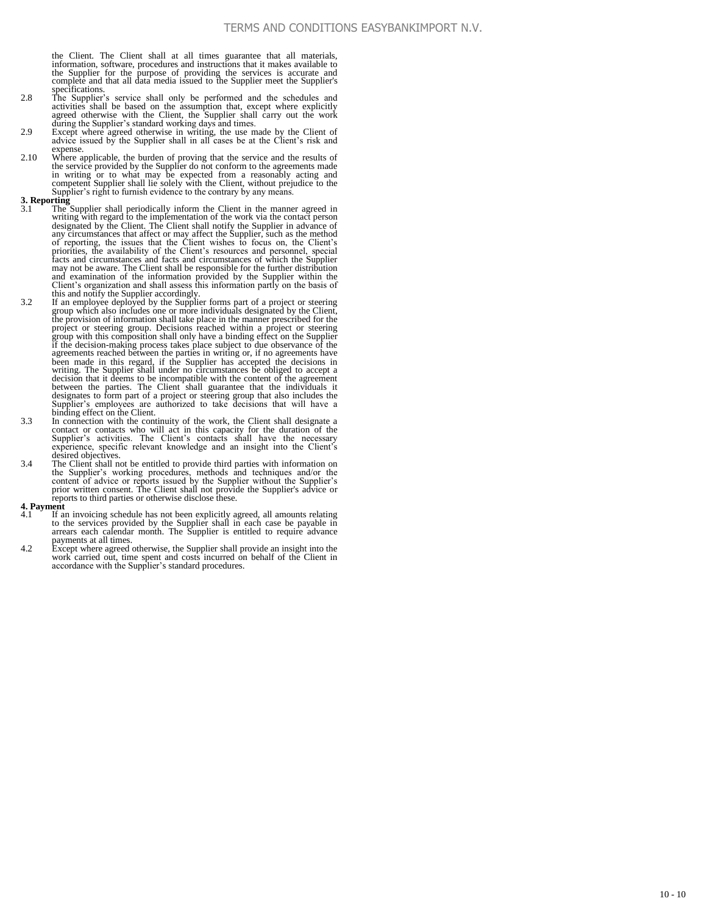the Client. The Client shall at all times guarantee that all materials, information, software, procedures and instructions that it makes available to the Supplier for the purpose of providing the services is accurate and complete and that all data media issued to the Supplier meet the Supplier's specifications.

2.8 The Supplier's service shall only be performed and the schedules and activities shall be based on the assumption that, except where explicitly agreed otherwise with the Client, the Supplier shall carry out the work during the Supplier's standard working days and times.

2.9 Except where agreed otherwise in writing, the use made by the Client of advice issued by the Supplier shall in all cases be at the Client's risk and expense.

2.10 Where applicable, the burden of proving that the service and the results of the service provided by the Supplier do not conform to the agreements made in writing or to what may be expected from a reasonably acting and competent Supplier shall lie solely with the Client, without prejudice to the Supplier's right to furnish evidence to the contrary by any means.

**3. Reporting**

3.1 The Supplier shall periodically inform the Client in the manner agreed in writing with regard to the implementation of the work via the contact person designated by the Client. The Client shall notify the Supplier in advance of any circumstances that affect or may affect the Supplier, such as the method of reporting, the issues that the Client wishes to focus on, the Client's priorities, the availability of the Client's resources and personnel, special facts and circumstances and facts and circumstances of which the Supplier may not be aware. The Client shall be responsible for the further distribution and examination of the information provided by the Supplier within the Client's organization and shall assess this information partly on the basis of this and notify the Supplier accordingly.

3.2 If an employee deployed by the Supplier forms part of a project or steering group which also includes one or more individuals designated by the Client, the provision of information shall take place in the manner prescribed for the project or steering group. Decisions reached within a project or steering group with this composition shall only have a binding effect on the Supplier if the decision-making process takes place subject to due observance of the agreements reached between the parties in writing or, if no agreements have been made in this regard, if the Supplier has accepted the decisions in writing. The Supplier shall under no circumstances be obliged to accept a decision that it deems to be incompatible with the content of the agreement between the parties. The Client shall guarantee that the individuals it designates to form part of a project or steering group that also includes the Supplier's employees are authorized to take decisions that will have a binding effect on the Client.

3.3 In connection with the continuity of the work, the Client shall designate a contact or contacts who will act in this capacity for the duration of the Supplier's activities. The Client's contacts shall have the necessary experience, specific relevant knowledge and an insight into the Client's desired objectives.

3.4 The Client shall not be entitled to provide third parties with information on the Supplier's working procedures, methods and techniques and/or the content of advice or reports issued by the Supplier without the Supplier's prior written consent. The Client shall not provide the Supplier's advice or reports to third parties or otherwise disclose these.

**4. Payment**

4.1 If an invoicing schedule has not been explicitly agreed, all amounts relating to the services provided by the Supplier shall in each case be payable in arrears each calendar month. The Supplier is entitled to require advance payments at all times.

4.2 Except where agreed otherwise, the Supplier shall provide an insight into the work carried out, time spent and costs incurred on behalf of the Client in accordance with the Supplier's standard procedures.